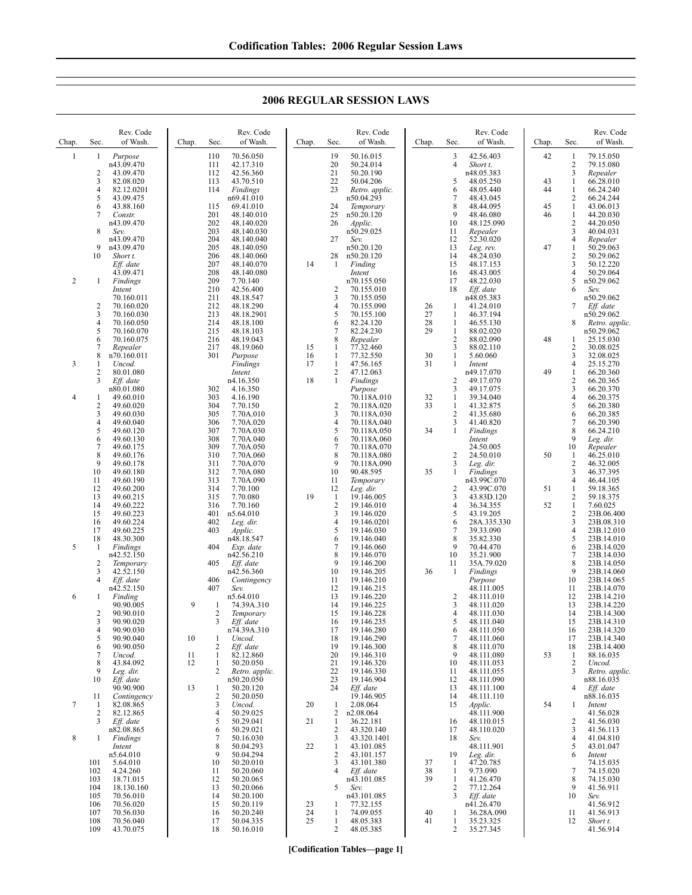# 2006 REGULAR SESSION LAWS

| Chap. | Sec. | Rev. Code of Wash. |
|---|---|---|
| 1 | 1 | *Purpose* n43.09.470 |
| | 2 | 43.09.470 |
| | 3 | 82.08.020 |
| | 4 | 82.12.0201 |
| | 5 | 43.09.475 |
| | 6 | 43.88.160 |
| | 7 | *Constr.* n43.09.470 |
| | 8 | *Sev.* n43.09.470 |
| | 9 | n43.09.470 |
| | 10 | *Short t.* *Eff. date* 43.09.471 |
| 2 | 1 | *Findings* *Intent* 70.160.011 |
| | 2 | 70.160.020 |
| | 3 | 70.160.030 |
| | 4 | 70.160.050 |
| | 5 | 70.160.070 |
| | 6 | 70.160.075 |
| | 7 | *Repealer* |
| | 8 | n70.160.011 |
| 3 | 1 | *Uncod.* |
| | 2 | 80.01.080 |
| | 3 | *Eff. date* n80.01.080 |
| 4 | 1 | 49.60.010 |
| | 2 | 49.60.020 |
| | 3 | 49.60.030 |
| | 4 | 49.60.040 |
| | 5 | 49.60.120 |
| | 6 | 49.60.130 |
| | 7 | 49.60.175 |
| | 8 | 49.60.176 |
| | 9 | 49.60.178 |
| | 10 | 49.60.180 |
| | 11 | 49.60.190 |
| | 12 | 49.60.200 |
| | 13 | 49.60.215 |
| | 14 | 49.60.222 |
| | 15 | 49.60.223 |
| | 16 | 49.60.224 |
| | 17 | 49.60.225 |
| | 18 | 48.30.300 |
| 5 | 1 | *Findings* n42.52.150 |
| | 2 | *Temporary* |
| | 3 | 42.52.150 |
| | 4 | *Eff. date* n42.52.150 |
| 6 | 1 | *Finding* 90.90.005 |
| | 2 | 90.90.010 |
| | 3 | 90.90.020 |
| | 4 | 90.90.030 |
| | 5 | 90.90.040 |
| | 6 | 90.90.050 |
| | 7 | *Uncod.* |
| | 8 | 43.84.092 |
| | 9 | *Leg. dir.* |
| | 10 | *Eff. date* 90.90.900 |
| | 11 | *Contingency* |
| 7 | 1 | 82.08.865 |
| | 2 | 82.12.865 |
| | 3 | *Eff. date* n82.08.865 |
| 8 | 1 | *Findings* *Intent* n5.64.010 |
| | 101 | 5.64.010 |
| | 102 | 4.24.260 |
| | 103 | 18.71.015 |
| | 104 | 18.130.160 |
| | 105 | 70.56.010 |
| | 106 | 70.56.020 |
| | 107 | 70.56.030 |
| | 108 | 70.56.040 |
| | 109 | 43.70.075 |
| | 110 | 70.56.050 |
| | 111 | 42.17.310 |
| | 112 | 42.56.360 |
| | 113 | 43.70.510 |
| | 114 | *Findings* n69.41.010 |
| | 115 | 69.41.010 |
| | 201 | 48.140.010 |
| | 202 | 48.140.020 |
| | 203 | 48.140.030 |
| | 204 | 48.140.040 |
| | 205 | 48.140.050 |
| | 206 | 48.140.060 |
| | 207 | 48.140.070 |
| | 208 | 48.140.080 |
| | 209 | 7.70.140 |
| | 210 | 42.56.400 |
| | 211 | 48.18.547 |
| | 212 | 48.18.290 |
| | 213 | 48.18.2901 |
| | 214 | 48.18.100 |
| | 215 | 48.18.103 |
| | 216 | 48.19.043 |
| | 217 | 48.19.060 |
| | 301 | *Purpose* *Findings* *Intent* n4.16.350 |
| | 302 | 4.16.350 |
| | 303 | 4.16.190 |
| | 304 | 7.70.150 |
| | 305 | 7.70A.010 |
| | 306 | 7.70A.020 |
| | 307 | 7.70A.030 |
| | 308 | 7.70A.040 |
| | 309 | 7.70A.050 |
| | 310 | 7.70A.060 |
| | 311 | 7.70A.070 |
| | 312 | 7.70A.080 |
| | 313 | 7.70A.090 |
| | 314 | 7.70.100 |
| | 315 | 7.70.080 |
| | 316 | 7.70.160 |
| | 401 | n5.64.010 |
| | 402 | *Leg. dir.* |
| | 403 | *Applic.* n48.18.547 |
| | 404 | *Exp. date* n42.56.210 |
| | 405 | *Eff. date* n42.56.360 |
| | 406 | *Contingency* |
| | 407 | *Sev.* n5.64.010 |
| 9 | 1 | 74.39A.310 |
| | 2 | *Temporary* |
| | 3 | *Eff. date* n74.39A.310 |
| 10 | 1 | *Uncod.* |
| | 2 | *Eff. date* |
| 11 | 1 | 82.12.860 |
| 12 | 1 | 50.20.050 |
| | 2 | *Retro. applic.* n50.20.050 |
| 13 | 1 | 50.20.120 |
| | 2 | 50.20.050 |
| | 3 | *Uncod.* |
| | 4 | 50.29.025 |
| | 5 | 50.29.041 |
| | 6 | 50.29.021 |
| | 7 | 50.16.030 |
| | 8 | 50.04.293 |
| | 9 | 50.04.294 |
| | 10 | 50.20.010 |
| | 11 | 50.20.060 |
| | 12 | 50.20.065 |
| | 13 | 50.20.066 |
| | 14 | 50.20.100 |
| | 15 | 50.20.119 |
| | 16 | 50.20.240 |
| | 17 | 50.04.335 |
| | 18 | 50.16.010 |
| | 19 | 50.16.015 |
| | 20 | 50.24.014 |
| | 21 | 50.20.190 |
| | 22 | 50.04.206 |
| | 23 | *Retro. applic.* n50.04.293 |
| | 24 | *Temporary* |
| | 25 | n50.20.120 |
| | 26 | *Applic.* n50.29.025 |
| | 27 | *Sev.* n50.20.120 |
| | 28 | n50.20.120 |
| 14 | 1 | *Finding* *Intent* n70.155.050 |
| | 2 | 70.155.010 |
| | 3 | 70.155.050 |
| | 4 | 70.155.090 |
| | 5 | 70.155.100 |
| | 6 | 82.24.120 |
| | 7 | 82.24.230 |
| | 8 | *Repealer* |
| 15 | 1 | 77.32.460 |
| 16 | 1 | 77.32.550 |
| 17 | 1 | 47.56.165 |
| | 2 | 47.12.063 |
| 18 | 1 | *Findings* *Purpose* 70.118A.010 |
| | 2 | 70.118A.020 |
| | 3 | 70.118A.030 |
| | 4 | 70.118A.040 |
| | 5 | 70.118A.050 |
| | 6 | 70.118A.060 |
| | 7 | 70.118A.070 |
| | 8 | 70.118A.080 |
| | 9 | 70.118A.090 |
| | 10 | 90.48.595 |
| | 11 | *Temporary* |
| | 12 | *Leg. dir.* |
| 19 | 1 | 19.146.005 |
| | 2 | 19.146.010 |
| | 3 | 19.146.020 |
| | 4 | 19.146.0201 |
| | 5 | 19.146.030 |
| | 6 | 19.146.040 |
| | 7 | 19.146.060 |
| | 8 | 19.146.070 |
| | 9 | 19.146.200 |
| | 10 | 19.146.205 |
| | 11 | 19.146.210 |
| | 12 | 19.146.215 |
| | 13 | 19.146.220 |
| | 14 | 19.146.225 |
| | 15 | 19.146.228 |
| | 16 | 19.146.235 |
| | 17 | 19.146.280 |
| | 18 | 19.146.290 |
| | 19 | 19.146.300 |
| | 20 | 19.146.310 |
| | 21 | 19.146.320 |
| | 22 | 19.146.330 |
| | 23 | 19.146.904 |
| | 24 | *Eff. date* 19.146.905 |
| 20 | 1 | 2.08.064 |
| | 2 | n2.08.064 |
| 21 | 1 | 36.22.181 |
| | 2 | 43.320.140 |
| | 3 | 43.320.1401 |
| 22 | 1 | 43.101.085 |
| | 2 | 43.101.157 |
| | 3 | 43.101.380 |
| | 4 | *Eff. date* n43.101.085 |
| | 5 | *Sev.* n43.101.085 |
| 23 | 1 | 77.32.155 |
| 24 | 1 | 74.09.055 |
| 25 | 1 | 48.05.383 |
| | 2 | 48.05.385 |
| | 3 | 42.56.403 |
| | 4 | *Short t.* n48.05.383 |
| | 5 | 48.05.250 |
| | 6 | 48.05.440 |
| | 7 | 48.43.045 |
| | 8 | 48.44.095 |
| | 9 | 48.46.080 |
| | 10 | 48.125.090 |
| | 11 | *Repealer* |
| | 12 | 52.30.020 |
| | 13 | *Leg. rev.* |
| | 14 | 48.24.030 |
| | 15 | 48.17.153 |
| | 16 | 48.43.005 |
| | 17 | 48.22.030 |
| | 18 | *Eff. date* n48.05.383 |
| 26 | 1 | 41.24.010 |
| 27 | 1 | 46.37.194 |
| 28 | 1 | 46.55.130 |
| 29 | 1 | 88.02.020 |
| | 2 | 88.02.090 |
| | 3 | 88.02.110 |
| 30 | 1 | 5.60.060 |
| 31 | 1 | *Intent* n49.17.070 |
| | 2 | 49.17.070 |
| | 3 | 49.17.075 |
| 32 | 1 | 39.34.040 |
| 33 | 1 | 41.32.875 |
| | 2 | 41.35.680 |
| | 3 | 41.40.820 |
| 34 | 1 | *Findings* *Intent* 24.50.005 |
| | 2 | 24.50.010 |
| | 3 | *Leg. dir.* |
| 35 | 1 | *Findings* n43.99C.070 |
| | 2 | 43.99C.070 |
| | 3 | 43.83D.120 |
| | 4 | 36.34.355 |
| | 5 | 43.19.205 |
| | 6 | 28A.335.330 |
| | 7 | 39.33.090 |
| | 8 | 35.82.330 |
| | 9 | 70.44.470 |
| | 10 | 35.21.900 |
| | 11 | 35A.79.020 |
| 36 | 1 | *Findings* *Purpose* 48.111.005 |
| | 2 | 48.111.010 |
| | 3 | 48.111.020 |
| | 4 | 48.111.030 |
| | 5 | 48.111.040 |
| | 6 | 48.111.050 |
| | 7 | 48.111.060 |
| | 8 | 48.111.070 |
| | 9 | 48.111.080 |
| | 10 | 48.111.053 |
| | 11 | 48.111.055 |
| | 12 | 48.111.090 |
| | 13 | 48.111.100 |
| | 14 | 48.111.110 |
| | 15 | *Applic.* 48.111.900 |
| | 16 | 48.110.015 |
| | 17 | 48.110.020 |
| | 18 | *Sev.* 48.111.901 |
| | 19 | *Leg. dir.* |
| 37 | 1 | 47.20.785 |
| 38 | 1 | 9.73.090 |
| 39 | 1 | 41.26.470 |
| | 2 | 77.12.264 |
| | 3 | *Eff. date* n41.26.470 |
| 40 | 1 | 36.28A.090 |
| 41 | 1 | 35.23.325 |
| | 2 | 35.27.345 |
| 42 | 1 | 79.15.050 |
| | 2 | 79.15.080 |
| | 3 | *Repealer* |
| 43 | 1 | 66.28.010 |
| 44 | 1 | 66.24.240 |
| | 2 | 66.24.244 |
| 45 | 1 | 43.06.013 |
| 46 | 1 | 44.20.030 |
| | 2 | 44.20.050 |
| | 3 | 40.04.031 |
| | 4 | *Repealer* |
| 47 | 1 | 50.29.063 |
| | 2 | 50.29.062 |
| | 3 | 50.12.220 |
| | 4 | 50.29.064 |
| | 5 | n50.29.062 |
| | 6 | *Sev.* n50.29.062 |
| | 7 | *Eff. date* n50.29.062 |
| | 8 | *Retro. applic.* n50.29.062 |
| 48 | 1 | 25.15.030 |
| | 2 | 30.08.025 |
| | 3 | 32.08.025 |
| | 4 | 25.15.270 |
| 49 | 1 | 66.20.360 |
| | 2 | 66.20.365 |
| | 3 | 66.20.370 |
| | 4 | 66.20.375 |
| | 5 | 66.20.380 |
| | 6 | 66.20.385 |
| | 7 | 66.20.390 |
| | 8 | 66.24.210 |
| | 9 | *Leg. dir.* |
| | 10 | *Repealer* |
| 50 | 1 | 46.25.010 |
| | 2 | 46.32.005 |
| | 3 | 46.37.395 |
| | 4 | 46.44.105 |
| 51 | 1 | 59.18.365 |
| | 2 | 59.18.375 |
| 52 | 1 | 7.60.025 |
| | 2 | 23B.06.400 |
| | 3 | 23B.08.310 |
| | 4 | 23B.12.010 |
| | 5 | 23B.14.010 |
| | 6 | 23B.14.020 |
| | 7 | 23B.14.030 |
| | 8 | 23B.14.050 |
| | 9 | 23B.14.060 |
| | 10 | 23B.14.065 |
| | 11 | 23B.14.070 |
| | 12 | 23B.14.210 |
| | 13 | 23B.14.220 |
| | 14 | 23B.14.300 |
| | 15 | 23B.14.310 |
| | 16 | 23B.14.320 |
| | 17 | 23B.14.340 |
| | 18 | 23B.14.400 |
| 53 | 1 | 88.16.035 |
| | 2 | *Uncod.* |
| | 3 | *Retro. applic.* n88.16.035 |
| | 4 | *Eff. date* n88.16.035 |
| 54 | 1 | *Intent* 41.56.028 |
| | 2 | 41.56.030 |
| | 3 | 41.56.113 |
| | 4 | 41.04.810 |
| | 5 | 43.01.047 |
| | 6 | *Intent* 74.15.035 |
| | 7 | 74.15.020 |
| | 8 | 74.15.030 |
| | 9 | 41.56.911 |
| | 10 | *Sev.* 41.56.912 |
| | 11 | 41.56.913 |
| | 12 | *Short t.* 41.56.914 |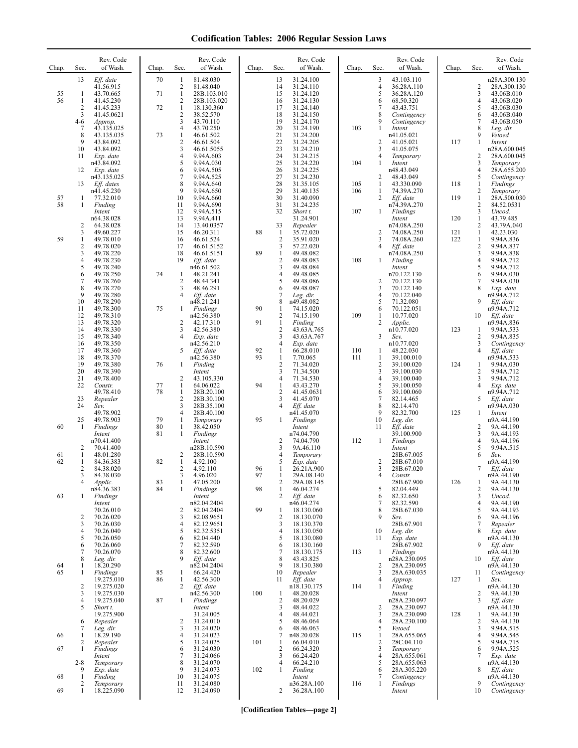# Codification Tables: 2006 Regular Session Laws

| Chap. | Sec. | Rev. Code of Wash. |
|---|---|---|
| | 13 | *Eff. date* 41.56.915 |
| 55 | 1 | 43.70.665 |
| 56 | 1 | 41.45.230 |
| | 2 | 41.45.233 |
| | 3 | 41.45.0621 |
| | 4-6 | *Approp.* |
| | 7 | 43.135.025 |
| | 8 | 43.135.035 |
| | 9 | 43.84.092 |
| | 10 | 43.84.092 |
| | 11 | *Exp. date* n43.84.092 |
| | 12 | *Exp. date* n43.135.025 |
| | 13 | *Eff. dates* n41.45.230 |
| 57 | 1 | 77.32.010 |
| 58 | 1 | *Finding Intent* n64.38.028 |
| | 2 | 64.38.028 |
| | 3 | 49.60.227 |
| 59 | 1 | 49.78.010 |
| | 2 | 49.78.020 |
| | 3 | 49.78.220 |
| | 4 | 49.78.230 |
| | 5 | 49.78.240 |
| | 6 | 49.78.250 |
| | 7 | 49.78.260 |
| | 8 | 49.78.270 |
| | 9 | 49.78.280 |
| | 10 | 49.78.290 |
| | 11 | 49.78.300 |
| | 12 | 49.78.310 |
| | 13 | 49.78.320 |
| | 14 | 49.78.330 |
| | 15 | 49.78.340 |
| | 16 | 49.78.350 |
| | 17 | 49.78.360 |
| | 18 | 49.78.370 |
| | 19 | 49.78.380 |
| | 20 | 49.78.390 |
| | 21 | 49.78.400 |
| | 22 | *Constr.* 49.78.410 |
| | 23 | *Repealer* |
| | 24 | *Sev.* 49.78.902 |
| | 25 | 49.78.903 |
| 60 | 1 | *Findings Intent* n70.41.400 |
| | 2 | 70.41.400 |
| 61 | 1 | 48.01.280 |
| 62 | 1 | 84.36.383 |
| | 2 | 84.38.020 |
| | 3 | 84.38.030 |
| | 4 | *Applic.* n84.36.383 |
| 63 | 1 | *Findings Intent* 70.26.010 |
| | 2 | 70.26.020 |
| | 3 | 70.26.030 |
| | 4 | 70.26.040 |
| | 5 | 70.26.050 |
| | 6 | 70.26.060 |
| | 7 | 70.26.070 |
| | 8 | *Leg. dir.* |
| 64 | 1 | 18.20.290 |
| 65 | 1 | *Findings* 19.275.010 |
| | 2 | 19.275.020 |
| | 3 | 19.275.030 |
| | 4 | 19.275.040 |
| | 5 | *Short t.* 19.275.900 |
| | 6 | *Repealer* |
| | 7 | *Leg. dir.* |
| 66 | 1 | 18.29.190 |
| | 2 | *Repealer* |
| 67 | 1 | *Findings Intent* |
| | 2-8 | *Temporary* |
| | 9 | *Exp. date* |
| 68 | 1 | *Finding* |
| | 2 | *Temporary* |
| 69 | 1 | 18.225.090 |
| 70 | 1 | 81.48.030 |
| | 2 | 81.48.040 |
| 71 | 1 | 28B.103.010 |
| | 2 | 28B.103.020 |
| 72 | 1 | 18.130.360 |
| | 2 | 38.52.570 |
| | 3 | 43.70.110 |
| | 4 | 43.70.250 |
| 73 | 1 | 46.61.502 |
| | 2 | 46.61.504 |
| | 3 | 46.61.5055 |
| | 4 | 9.94A.603 |
| | 5 | 9.94A.030 |
| | 6 | 9.94A.505 |
| | 7 | 9.94A.525 |
| | 8 | 9.94A.640 |
| | 9 | 9.94A.650 |
| | 10 | 9.94A.660 |
| | 11 | 9.94A.690 |
| | 12 | 9.94A.515 |
| | 13 | 9.94A.411 |
| | 14 | 13.40.0357 |
| | 15 | 46.20.311 |
| | 16 | 46.61.524 |
| | 17 | 46.61.5152 |
| | 18 | 46.61.5151 |
| | 19 | *Eff. date* n46.61.502 |
| 74 | 1 | 48.21.241 |
| | 2 | 48.44.341 |
| | 3 | 48.46.291 |
| | 4 | *Eff. date* n48.21.241 |
| 75 | 1 | *Findings* n42.56.380 |
| | 2 | 42.17.310 |
| | 3 | 42.56.380 |
| | 4 | *Exp. date* n42.56.210 |
| | 5 | *Eff. date* n42.56.380 |
| 76 | 1 | *Finding Intent* |
| | 2 | 43.105.330 |
| 77 | 1 | 64.06.022 |
| 78 | 1 | 28B.20.100 |
| | 2 | 28B.30.100 |
| | 3 | 28B.35.100 |
| | 4 | 28B.40.100 |
| 79 | 1 | *Temporary* |
| 80 | 1 | 38.42.050 |
| 81 | 1 | *Findings Intent* n28B.10.590 |
| | 2 | 28B.10.590 |
| 82 | 1 | 4.92.100 |
| | 2 | 4.92.110 |
| | 3 | 4.96.020 |
| 83 | 1 | 47.05.200 |
| 84 | 1 | *Findings Intent* n82.04.2404 |
| | 2 | 82.04.2404 |
| | 3 | 82.08.9651 |
| | 4 | 82.12.9651 |
| | 5 | 82.32.5351 |
| | 6 | 82.04.440 |
| | 7 | 82.32.590 |
| | 8 | 82.32.600 |
| | 9 | *Eff. date* n82.04.2404 |
| 85 | 1 | 66.24.420 |
| 86 | 1 | 42.56.300 |
| | 2 | *Eff. date* n42.56.300 |
| 87 | 1 | *Findings Intent* 31.24.005 |
| | 2 | 31.24.010 |
| | 3 | 31.24.020 |
| | 4 | 31.24.023 |
| | 5 | 31.24.025 |
| | 6 | 31.24.030 |
| | 7 | 31.24.066 |
| | 8 | 31.24.070 |
| | 9 | 31.24.073 |
| | 10 | 31.24.075 |
| | 11 | 31.24.080 |
| | 12 | 31.24.090 |
| | 13 | 31.24.100 |
| | 14 | 31.24.110 |
| | 15 | 31.24.120 |
| | 16 | 31.24.130 |
| | 17 | 31.24.140 |
| | 18 | 31.24.150 |
| | 19 | 31.24.170 |
| | 20 | 31.24.190 |
| | 21 | 31.24.200 |
| | 22 | 31.24.205 |
| | 23 | 31.24.210 |
| | 24 | 31.24.215 |
| | 25 | 31.24.220 |
| | 26 | 31.24.225 |
| | 27 | 31.24.230 |
| | 28 | 31.35.105 |
| | 29 | 31.40.135 |
| | 30 | 31.40.090 |
| | 31 | 31.24.235 |
| | 32 | *Short t.* 31.24.901 |
| | 33 | *Repealer* |
| 88 | 1 | 35.72.020 |
| | 2 | 35.91.020 |
| | 3 | 57.22.020 |
| 89 | 1 | 49.48.082 |
| | 2 | 49.48.083 |
| | 3 | 49.48.084 |
| | 4 | 49.48.085 |
| | 5 | 49.48.086 |
| | 6 | 49.48.087 |
| | 7 | *Leg. dir.* |
| | 8 | n49.48.082 |
| 90 | 1 | 74.15.020 |
| | 2 | 74.15.190 |
| 91 | 1 | *Finding* |
| | 2 | 43.63A.765 |
| | 3 | 43.63A.767 |
| | 4 | *Exp. date* |
| 92 | 1 | 66.28.010 |
| 93 | 1 | 7.70.065 |
| | 2 | 71.34.020 |
| | 3 | 71.34.500 |
| | 4 | 71.34.530 |
| 94 | 1 | 43.43.270 |
| | 2 | 41.45.0631 |
| | 3 | 41.45.070 |
| | 4 | *Eff. date* n41.45.070 |
| 95 | 1 | *Findings Intent* n74.04.790 |
| | 2 | 74.04.790 |
| | 3 | 9A.46.110 |
| | 4 | *Temporary* |
| | 5 | *Exp. date* |
| 96 | 1 | 26.21A.900 |
| 97 | 1 | 29A.08.140 |
| | 2 | 29A.08.145 |
| 98 | 1 | 46.04.274 |
| | 2 | *Eff. date* n46.04.274 |
| 99 | 1 | 18.130.060 |
| | 2 | 18.130.070 |
| | 3 | 18.130.370 |
| | 4 | 18.130.050 |
| | 5 | 18.130.080 |
| | 6 | 18.130.160 |
| | 7 | 18.130.175 |
| | 8 | 43.43.825 |
| | 9 | 18.130.380 |
| | 10 | *Repealer* |
| | 11 | *Eff. date* n18.130.175 |
| 100 | 1 | 48.20.028 |
| | 2 | 48.20.029 |
| | 3 | 48.44.022 |
| | 4 | 48.44.021 |
| | 5 | 48.46.064 |
| | 6 | 48.46.063 |
| | 7 | n48.20.028 |
| 101 | 1 | 66.04.010 |
| | 2 | 66.24.320 |
| | 3 | 66.24.420 |
| | 4 | 66.24.210 |
| 102 | 1 | *Finding Intent* n36.28A.100 |
| | 2 | 36.28A.100 |
| | 3 | 43.103.110 |
| | 4 | 36.28A.110 |
| | 5 | 36.28A.120 |
| | 6 | 68.50.320 |
| | 7 | 43.43.751 |
| | 8 | *Contingency* |
| | 9 | *Contingency* |
| 103 | 1 | *Intent* n41.05.021 |
| | 2 | 41.05.021 |
| | 3 | 41.05.075 |
| | 4 | *Temporary* |
| 104 | 1 | *Intent* n48.43.049 |
| | 2 | 48.43.049 |
| 105 | 1 | 43.330.090 |
| 106 | 1 | 74.39A.270 |
| | 2 | *Eff. date* n74.39A.270 |
| 107 | 1 | *Findings Intent* n74.08A.250 |
| | 2 | 74.08A.250 |
| | 3 | 74.08A.260 |
| | 4 | *Eff. date* n74.08A.250 |
| 108 | 1 | *Finding Intent* n70.122.130 |
| | 2 | 70.122.130 |
| | 3 | 70.122.140 |
| | 4 | 70.122.040 |
| | 5 | 71.32.080 |
| | 6 | 70.122.051 |
| 109 | 1 | 10.77.020 |
| | 2 | *Applic.* n10.77.020 |
| | 3 | *Sev.* n10.77.020 |
| 110 | 1 | 48.22.030 |
| 111 | 1 | 39.100.010 |
| | 2 | 39.100.020 |
| | 3 | 39.100.030 |
| | 4 | 39.100.040 |
| | 5 | 39.100.050 |
| | 6 | 39.100.060 |
| | 7 | 82.14.465 |
| | 8 | 82.14.470 |
| | 9 | 82.32.700 |
| | 10 | *Leg. dir.* |
| | 11 | *Eff. date* 39.100.900 |
| 112 | 1 | *Findings Intent* 28B.67.005 |
| | 2 | 28B.67.010 |
| | 3 | 28B.67.020 |
| | 4 | *Constr.* 28B.67.900 |
| | 5 | 82.04.449 |
| | 6 | 82.32.650 |
| | 7 | 82.32.590 |
| | 8 | 28B.67.030 |
| | 9 | *Sev.* 28B.67.901 |
| | 10 | *Leg. dir.* |
| | 11 | *Exp. date* 28B.67.902 |
| 113 | 1 | *Findings* n28A.230.095 |
| | 2 | 28A.230.095 |
| | 3 | 28A.630.035 |
| | 4 | *Approp.* |
| 114 | 1 | *Finding Intent* n28A.230.097 |
| | 2 | 28A.230.097 |
| | 3 | 28A.230.090 |
| | 4 | 28A.230.100 |
| | 5 | *Vetoed* |
| 115 | 1 | 28A.655.065 |
| | 2 | 28C.04.110 |
| | 3 | *Temporary* |
| | 4 | 28A.655.061 |
| | 5 | 28A.655.063 |
| | 6 | 28A.305.220 |
| | 7 | *Contingency* |
| 116 | 1 | *Findings Intent* n28A.300.130 |
| | 2 | 28A.300.130 |
| | 3 | 43.06B.010 |
| | 4 | 43.06B.020 |
| | 5 | 43.06B.030 |
| | 6 | 43.06B.040 |
| | 7 | 43.06B.050 |
| | 8 | *Leg. dir.* |
| | 9 | *Vetoed* |
| 117 | 1 | *Intent* n28A.600.045 |
| | 2 | 28A.600.045 |
| | 3 | *Temporary* |
| | 4 | 28A.655.200 |
| | 5 | *Contingency* |
| 118 | 1 | *Findings* |
| | 2 | *Temporary* |
| 119 | 1 | 28A.500.030 |
| | 2 | 84.52.0531 |
| | 3 | *Uncod.* |
| 120 | 1 | 43.79.485 |
| | 2 | 43.79A.040 |
| 121 | 1 | 42.23.030 |
| 122 | 1 | 9.94A.836 |
| | 2 | 9.94A.837 |
| | 3 | 9.94A.838 |
| | 4 | 9.94A.712 |
| | 5 | 9.94A.712 |
| | 6 | 9.94A.030 |
| | 7 | 9.94A.030 |
| | 8 | *Exp. date* n9.94A.712 |
| | 9 | *Eff. date* n9.94A.712 |
| | 10 | *Eff. date* n9.94A.836 |
| 123 | 1 | 9.94A.533 |
| | 2 | 9.94A.835 |
| | 3 | *Contingency* |
| | 4 | *Eff. date* n9.94A.533 |
| 124 | 1 | 9.94A.030 |
| | 2 | 9.94A.712 |
| | 3 | 9.94A.712 |
| | 4 | *Exp. date* n9.94A.712 |
| | 5 | *Eff. date* n9.94A.030 |
| 125 | 1 | *Intent* n9A.44.190 |
| | 2 | 9A.44.190 |
| | 3 | 9A.44.193 |
| | 4 | 9A.44.196 |
| | 5 | 9.94A.515 |
| | 6 | *Sev.* n9A.44.190 |
| | 7 | *Eff. date* n9A.44.190 |
| 126 | 1 | 9A.44.130 |
| | 2 | 9A.44.130 |
| | 3 | *Uncod.* |
| | 4 | 9A.44.190 |
| | 5 | 9A.44.193 |
| | 6 | 9A.44.196 |
| | 7 | *Repealer* |
| | 8 | *Exp. date* n9A.44.130 |
| | 9 | *Eff. date* n9A.44.130 |
| | 10 | *Eff. date* n9A.44.130 |
| | 11 | *Contingency* |
| 127 | 1 | *Sev.* n9A.44.130 |
| | 2 | 9A.44.130 |
| | 3 | *Eff. date* n9A.44.130 |
| 128 | 1 | 9A.44.130 |
| | 2 | 9A.44.130 |
| | 3 | 9.94A.515 |
| | 4 | 9.94A.545 |
| | 5 | 9.94A.715 |
| | 6 | 9.94A.525 |
| | 7 | *Exp. date* n9A.44.130 |
| | 8 | *Eff. date* n9A.44.130 |
| | 9 | *Contingency* |
| | 10 | *Contingency* |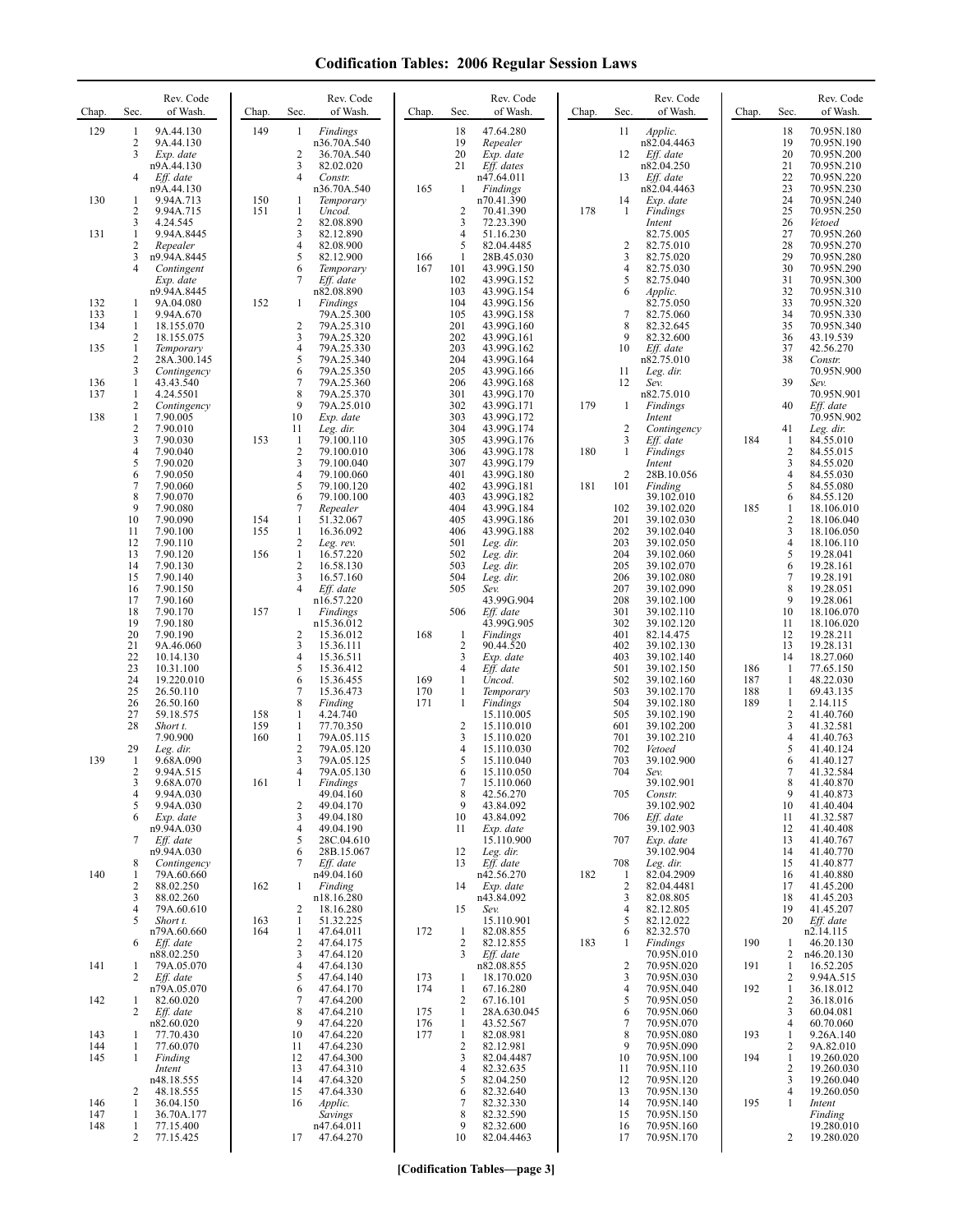# Codification Tables: 2006 Regular Session Laws

| Chap. | Sec. | Rev. Code of Wash. |
|---|---|---|
| 129 | 1 | 9A.44.130 |
| | 2 | 9A.44.130 |
| | 3 | Exp. date n9A.44.130 |
| | 4 | Eff. date n9A.44.130 |
| 130 | 1 | 9.94A.713 |
| | 2 | 9.94A.715 |
| | 3 | 4.24.545 |
| 131 | 1 | 9.94A.8445 |
| | 2 | Repealer |
| | 3 | n9.94A.8445 |
| | 4 | Contingent Exp. date n9.94A.8445 |
| 132 | 1 | 9A.04.080 |
| 133 | 1 | 9.94A.670 |
| 134 | 1 | 18.155.070 |
| | 2 | 18.155.075 |
| 135 | 1 | Temporary |
| | 2 | 28A.300.145 |
| | 3 | Contingency |
| 136 | 1 | 43.43.540 |
| 137 | 1 | 4.24.5501 |
| | 2 | Contingency |
| 138 | 1 | 7.90.005 |
| | 2 | 7.90.010 |
| | 3 | 7.90.030 |
| | 4 | 7.90.040 |
| | 5 | 7.90.020 |
| | 6 | 7.90.050 |
| | 7 | 7.90.060 |
| | 8 | 7.90.070 |
| | 9 | 7.90.080 |
| | 10 | 7.90.090 |
| | 11 | 7.90.100 |
| | 12 | 7.90.110 |
| | 13 | 7.90.120 |
| | 14 | 7.90.130 |
| | 15 | 7.90.140 |
| | 16 | 7.90.150 |
| | 17 | 7.90.160 |
| | 18 | 7.90.170 |
| | 19 | 7.90.180 |
| | 20 | 7.90.190 |
| | 21 | 9A.46.060 |
| | 22 | 10.14.130 |
| | 23 | 10.31.100 |
| | 24 | 19.220.010 |
| | 25 | 26.50.110 |
| | 26 | 26.50.160 |
| | 27 | 59.18.575 |
| | 28 | Short t. 7.90.900 |
| | 29 | Leg. dir. |
| 139 | 1 | 9.68A.090 |
| | 2 | 9.94A.515 |
| | 3 | 9.68A.070 |
| | 4 | 9.94A.030 |
| | 5 | 9.94A.030 |
| | 6 | Exp. date n9.94A.030 |
| | 7 | Eff. date n9.94A.030 |
| | 8 | Contingency |
| 140 | 1 | 79A.60.660 |
| | 2 | 88.02.250 |
| | 3 | 88.02.260 |
| | 4 | 79A.60.610 |
| | 5 | Short t. n79A.60.660 |
| | 6 | Eff. date n88.02.250 |
| 141 | 1 | 79A.05.070 |
| | 2 | Eff. date n79A.05.070 |
| 142 | 1 | 82.60.020 |
| | 2 | Eff. date n82.60.020 |
| 143 | 1 | 77.70.430 |
| 144 | 1 | 77.60.070 |
| 145 | 1 | Finding Intent n48.18.555 |
| | 2 | 48.18.555 |
| 146 | 1 | 36.04.150 |
| 147 | 1 | 36.70A.177 |
| 148 | 1 | 77.15.400 |
| | 2 | 77.15.425 |
| 149 | 1 | Findings n36.70A.540 |
| | 2 | 36.70A.540 |
| | 3 | 82.02.020 |
| | 4 | Constr. n36.70A.540 |
| 150 | 1 | Temporary |
| 151 | 1 | Uncod. |
| | 2 | 82.08.890 |
| | 3 | 82.12.890 |
| | 4 | 82.08.900 |
| | 5 | 82.12.900 |
| | 6 | Temporary |
| | 7 | Eff. date n82.08.890 |
| 152 | 1 | Findings 79A.25.300 |
| | 2 | 79A.25.310 |
| | 3 | 79A.25.320 |
| | 4 | 79A.25.330 |
| | 5 | 79A.25.340 |
| | 6 | 79A.25.350 |
| | 7 | 79A.25.360 |
| | 8 | 79A.25.370 |
| | 9 | 79A.25.010 |
| | 10 | Exp. date |
| | 11 | Leg. dir. |
| 153 | 1 | 79.100.110 |
| | 2 | 79.100.010 |
| | 3 | 79.100.040 |
| | 4 | 79.100.060 |
| | 5 | 79.100.120 |
| | 6 | 79.100.100 |
| | 7 | Repealer |
| 154 | 1 | 51.32.067 |
| 155 | 1 | 16.36.092 |
| | 2 | Leg. rev. |
| 156 | 1 | 16.57.220 |
| | 2 | 16.58.130 |
| | 3 | 16.57.160 |
| | 4 | Eff. date n16.57.220 |
| 157 | 1 | Findings n15.36.012 |
| | 2 | 15.36.012 |
| | 3 | 15.36.111 |
| | 4 | 15.36.511 |
| | 5 | 15.36.412 |
| | 6 | 15.36.455 |
| | 7 | 15.36.473 |
| | 8 | Finding |
| 158 | 1 | 4.24.740 |
| 159 | 1 | 77.70.350 |
| 160 | 1 | 79A.05.115 |
| | 2 | 79A.05.120 |
| | 3 | 79A.05.125 |
| | 4 | 79A.05.130 |
| 161 | 1 | Findings 49.04.160 |
| | 2 | 49.04.170 |
| | 3 | 49.04.180 |
| | 4 | 49.04.190 |
| | 5 | 28C.04.610 |
| | 6 | 28B.15.067 |
| | 7 | Eff. date n49.04.160 |
| 162 | 1 | Finding n18.16.280 |
| | 2 | 18.16.280 |
| 163 | 1 | 51.32.225 |
| 164 | 1 | 47.64.011 |
| | 2 | 47.64.175 |
| | 3 | 47.64.120 |
| | 4 | 47.64.130 |
| | 5 | 47.64.140 |
| | 6 | 47.64.170 |
| | 7 | 47.64.200 |
| | 8 | 47.64.210 |
| | 9 | 47.64.220 |
| | 10 | 47.64.220 |
| | 11 | 47.64.230 |
| | 12 | 47.64.300 |
| | 13 | 47.64.310 |
| | 14 | 47.64.320 |
| | 15 | 47.64.330 |
| | 16 | Applic. Savings n47.64.011 |
| | 17 | 47.64.270 |
| | 18 | 47.64.280 |
| | 19 | Repealer |
| | 20 | Exp. date |
| | 21 | Eff. dates n47.64.011 |
| 165 | 1 | Findings n70.41.390 |
| | 2 | 70.41.390 |
| | 3 | 72.23.390 |
| | 4 | 51.16.230 |
| | 5 | 82.04.4485 |
| 166 | 1 | 28B.45.030 |
| 167 | 101 | 43.99G.150 |
| | 102 | 43.99G.152 |
| | 103 | 43.99G.154 |
| | 104 | 43.99G.156 |
| | 105 | 43.99G.158 |
| | 201 | 43.99G.160 |
| | 202 | 43.99G.161 |
| | 203 | 43.99G.162 |
| | 204 | 43.99G.164 |
| | 205 | 43.99G.166 |
| | 206 | 43.99G.168 |
| | 301 | 43.99G.170 |
| | 302 | 43.99G.171 |
| | 303 | 43.99G.172 |
| | 304 | 43.99G.174 |
| | 305 | 43.99G.176 |
| | 306 | 43.99G.178 |
| | 307 | 43.99G.179 |
| | 401 | 43.99G.180 |
| | 402 | 43.99G.181 |
| | 403 | 43.99G.182 |
| | 404 | 43.99G.184 |
| | 405 | 43.99G.186 |
| | 406 | 43.99G.188 |
| | 501 | Leg. dir. |
| | 502 | Leg. dir. |
| | 503 | Leg. dir. |
| | 504 | Leg. dir. |
| | 505 | Sev. 43.99G.904 |
| | 506 | Eff. date 43.99G.905 |
| 168 | 1 | Findings |
| | 2 | 90.44.520 |
| | 3 | Exp. date |
| | 4 | Eff. date |
| 169 | 1 | Uncod. |
| 170 | 1 | Temporary |
| 171 | 1 | Findings 15.110.005 |
| | 2 | 15.110.010 |
| | 3 | 15.110.020 |
| | 4 | 15.110.030 |
| | 5 | 15.110.040 |
| | 6 | 15.110.050 |
| | 7 | 15.110.060 |
| | 8 | 42.56.270 |
| | 9 | 43.84.092 |
| | 10 | 43.84.092 |
| | 11 | Exp. date 15.110.900 |
| | 12 | Leg. dir. |
| | 13 | Eff. date n42.56.270 |
| | 14 | Exp. date n43.84.092 |
| | 15 | Sev. 15.110.901 |
| 172 | 1 | 82.08.855 |
| | 2 | 82.12.855 |
| | 3 | Eff. date n82.08.855 |
| 173 | 1 | 18.170.020 |
| 174 | 1 | 67.16.280 |
| | 2 | 67.16.101 |
| 175 | 1 | 28A.630.045 |
| 176 | 1 | 43.52.567 |
| 177 | 1 | 82.08.981 |
| | 2 | 82.12.981 |
| | 3 | 82.04.4487 |
| | 4 | 82.32.635 |
| | 5 | 82.04.250 |
| | 6 | 82.32.640 |
| | 7 | 82.32.330 |
| | 8 | 82.32.590 |
| | 9 | 82.32.600 |
| | 10 | 82.04.4463 |
| | 11 | Applic. n82.04.4463 |
| | 12 | Eff. date n82.04.250 |
| | 13 | Eff. date n82.04.4463 |
| | 14 | Exp. date |
| 178 | 1 | Findings Intent 82.75.005 |
| | 2 | 82.75.010 |
| | 3 | 82.75.020 |
| | 4 | 82.75.030 |
| | 5 | 82.75.040 |
| | 6 | Applic. 82.75.050 |
| | 7 | 82.75.060 |
| | 8 | 82.32.645 |
| | 9 | 82.32.600 |
| | 10 | Eff. date n82.75.010 |
| | 11 | Leg. dir. |
| | 12 | Sev. n82.75.010 |
| 179 | 1 | Findings Intent |
| | 2 | Contingency |
| | 3 | Eff. date |
| 180 | 1 | Findings Intent |
| | 2 | 28B.10.056 |
| 181 | 101 | Finding 39.102.010 |
| | 102 | 39.102.020 |
| | 201 | 39.102.030 |
| | 202 | 39.102.040 |
| | 203 | 39.102.050 |
| | 204 | 39.102.060 |
| | 205 | 39.102.070 |
| | 206 | 39.102.080 |
| | 207 | 39.102.090 |
| | 208 | 39.102.100 |
| | 301 | 39.102.110 |
| | 302 | 39.102.120 |
| | 401 | 82.14.475 |
| | 402 | 39.102.130 |
| | 403 | 39.102.140 |
| | 501 | 39.102.150 |
| | 502 | 39.102.160 |
| | 503 | 39.102.170 |
| | 504 | 39.102.180 |
| | 505 | 39.102.190 |
| | 601 | 39.102.200 |
| | 701 | 39.102.210 |
| | 702 | Vetoed |
| | 703 | 39.102.900 |
| | 704 | Sev. 39.102.901 |
| | 705 | Constr. 39.102.902 |
| | 706 | Eff. date 39.102.903 |
| | 707 | Exp. date 39.102.904 |
| | 708 | Leg. dir. |
| 182 | 1 | 82.04.2909 |
| | 2 | 82.04.4481 |
| | 3 | 82.08.805 |
| | 4 | 82.12.805 |
| | 5 | 82.12.022 |
| | 6 | 82.32.570 |
| 183 | 1 | Findings 70.95N.010 |
| | 2 | 70.95N.020 |
| | 3 | 70.95N.030 |
| | 4 | 70.95N.040 |
| | 5 | 70.95N.050 |
| | 6 | 70.95N.060 |
| | 7 | 70.95N.070 |
| | 8 | 70.95N.080 |
| | 9 | 70.95N.090 |
| | 10 | 70.95N.100 |
| | 11 | 70.95N.110 |
| | 12 | 70.95N.120 |
| | 13 | 70.95N.130 |
| | 14 | 70.95N.140 |
| | 15 | 70.95N.150 |
| | 16 | 70.95N.160 |
| | 17 | 70.95N.170 |
| | 18 | 70.95N.180 |
| | 19 | 70.95N.190 |
| | 20 | 70.95N.200 |
| | 21 | 70.95N.210 |
| | 22 | 70.95N.220 |
| | 23 | 70.95N.230 |
| | 24 | 70.95N.240 |
| | 25 | 70.95N.250 |
| | 26 | Vetoed |
| | 27 | 70.95N.260 |
| | 28 | 70.95N.270 |
| | 29 | 70.95N.280 |
| | 30 | 70.95N.290 |
| | 31 | 70.95N.300 |
| | 32 | 70.95N.310 |
| | 33 | 70.95N.320 |
| | 34 | 70.95N.330 |
| | 35 | 70.95N.340 |
| | 36 | 43.19.539 |
| | 37 | 42.56.270 |
| | 38 | Constr. 70.95N.900 |
| | 39 | Sev. 70.95N.901 |
| | 40 | Eff. date 70.95N.902 |
| | 41 | Leg. dir. |
| 184 | 1 | 84.55.010 |
| | 2 | 84.55.015 |
| | 3 | 84.55.020 |
| | 4 | 84.55.030 |
| | 5 | 84.55.080 |
| | 6 | 84.55.120 |
| 185 | 1 | 18.106.010 |
| | 2 | 18.106.040 |
| | 3 | 18.106.050 |
| | 4 | 18.106.110 |
| | 5 | 19.28.041 |
| | 6 | 19.28.161 |
| | 7 | 19.28.191 |
| | 8 | 19.28.051 |
| | 9 | 19.28.061 |
| | 10 | 18.106.070 |
| | 11 | 18.106.020 |
| | 12 | 19.28.211 |
| | 13 | 19.28.131 |
| | 14 | 18.27.060 |
| 186 | 1 | 77.65.150 |
| 187 | 1 | 48.22.030 |
| 188 | 1 | 69.43.135 |
| 189 | 1 | 2.14.115 |
| | 2 | 41.40.760 |
| | 3 | 41.32.581 |
| | 4 | 41.40.763 |
| | 5 | 41.40.124 |
| | 6 | 41.40.127 |
| | 7 | 41.32.584 |
| | 8 | 41.40.870 |
| | 9 | 41.40.873 |
| | 10 | 41.40.404 |
| | 11 | 41.32.587 |
| | 12 | 41.40.408 |
| | 13 | 41.40.767 |
| | 14 | 41.40.770 |
| | 15 | 41.40.877 |
| | 16 | 41.40.880 |
| | 17 | 41.45.200 |
| | 18 | 41.45.203 |
| | 19 | 41.45.207 |
| | 20 | Eff. date n2.14.115 |
| 190 | 1 | 46.20.130 |
| | 2 | n46.20.130 |
| 191 | 1 | 16.52.205 |
| | 2 | 9.94A.515 |
| 192 | 1 | 36.18.012 |
| | 2 | 36.18.016 |
| | 3 | 60.04.081 |
| | 4 | 60.70.060 |
| 193 | 1 | 9.26A.140 |
| | 2 | 9A.82.010 |
| 194 | 1 | 19.260.020 |
| | 2 | 19.260.030 |
| | 3 | 19.260.040 |
| | 4 | 19.260.050 |
| 195 | 1 | Intent Finding 19.280.010 |
| | 2 | 19.280.020 |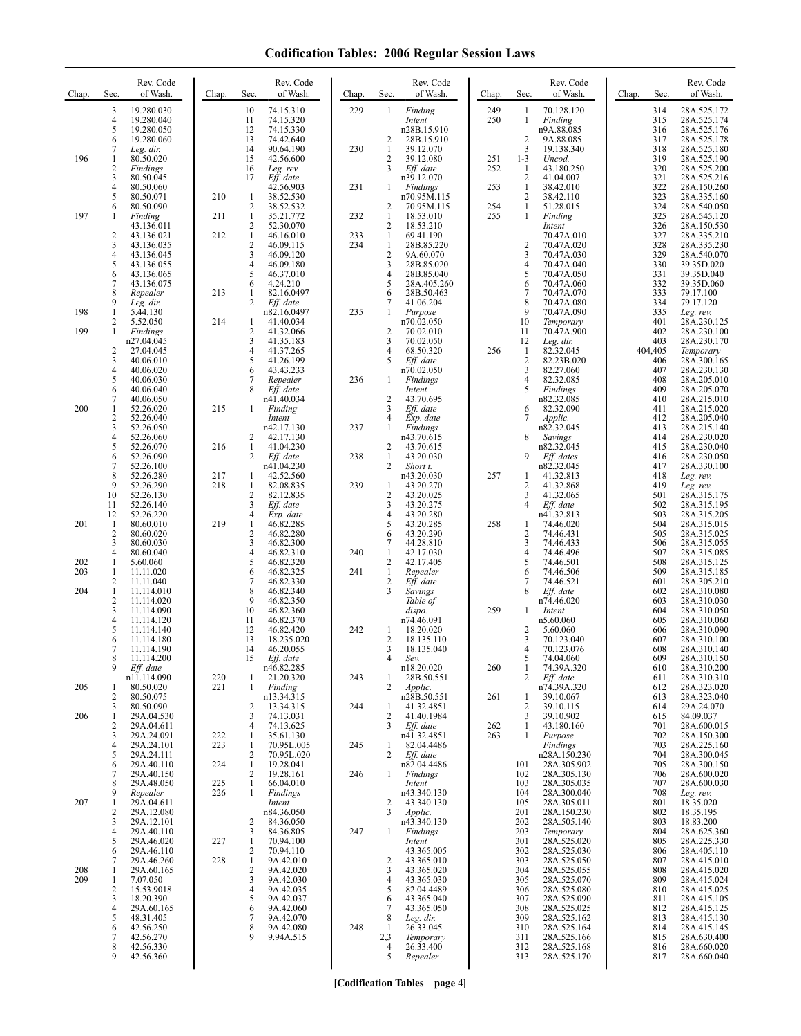# Codification Tables: 2006 Regular Session Laws

| Chap. | Sec. | Rev. Code of Wash. |
|---|---|---|
| | 3 | 19.280.030 |
| | 4 | 19.280.040 |
| | 5 | 19.280.050 |
| | 6 | 19.280.060 |
| | 7 | *Leg. dir.* |
| 196 | 1 | 80.50.020 |
| | 2 | *Findings* |
| | 3 | 80.50.045 |
| | 4 | 80.50.060 |
| | 5 | 80.50.071 |
| | 6 | 80.50.090 |
| 197 | 1 | *Finding* 43.136.011 |
| | 2 | 43.136.021 |
| | 3 | 43.136.035 |
| | 4 | 43.136.045 |
| | 5 | 43.136.055 |
| | 6 | 43.136.065 |
| | 7 | 43.136.075 |
| | 8 | *Repealer* |
| | 9 | *Leg. dir.* |
| 198 | 1 | 5.44.130 |
| | 2 | 5.52.050 |
| 199 | 1 | *Findings* n27.04.045 |
| | 2 | 27.04.045 |
| | 3 | 40.06.010 |
| | 4 | 40.06.020 |
| | 5 | 40.06.030 |
| | 6 | 40.06.040 |
| | 7 | 40.06.050 |
| 200 | 1 | 52.26.020 |
| | 2 | 52.26.040 |
| | 3 | 52.26.050 |
| | 4 | 52.26.060 |
| | 5 | 52.26.070 |
| | 6 | 52.26.090 |
| | 7 | 52.26.100 |
| | 8 | 52.26.280 |
| | 9 | 52.26.290 |
| | 10 | 52.26.130 |
| | 11 | 52.26.140 |
| | 12 | 52.26.220 |
| 201 | 1 | 80.60.010 |
| | 2 | 80.60.020 |
| | 3 | 80.60.030 |
| | 4 | 80.60.040 |
| 202 | 1 | 5.60.060 |
| 203 | 1 | 11.11.020 |
| | 2 | 11.11.040 |
| 204 | 1 | 11.114.010 |
| | 2 | 11.114.020 |
| | 3 | 11.114.090 |
| | 4 | 11.114.120 |
| | 5 | 11.114.140 |
| | 6 | 11.114.180 |
| | 7 | 11.114.190 |
| | 8 | 11.114.200 |
| | 9 | *Eff. date* n11.114.090 |
| 205 | 1 | 80.50.020 |
| | 2 | 80.50.075 |
| | 3 | 80.50.090 |
| 206 | 1 | 29A.04.530 |
| | 2 | 29A.04.611 |
| | 3 | 29A.24.091 |
| | 4 | 29A.24.101 |
| | 5 | 29A.24.111 |
| | 6 | 29A.40.110 |
| | 7 | 29A.40.150 |
| | 8 | 29A.48.050 |
| | 9 | *Repealer* |
| 207 | 1 | 29A.04.611 |
| | 2 | 29A.12.080 |
| | 3 | 29A.12.101 |
| | 4 | 29A.40.110 |
| | 5 | 29A.46.020 |
| | 6 | 29A.46.110 |
| | 7 | 29A.46.260 |
| 208 | 1 | 29A.60.165 |
| 209 | 1 | 7.07.050 |
| | 2 | 15.53.9018 |
| | 3 | 18.20.390 |
| | 4 | 29A.60.165 |
| | 5 | 48.31.405 |
| | 6 | 42.56.250 |
| | 7 | 42.56.270 |
| | 8 | 42.56.330 |
| | 9 | 42.56.360 |
| | 10 | 74.15.310 |
| | 11 | 74.15.320 |
| | 12 | 74.15.330 |
| | 13 | 74.42.640 |
| | 14 | 90.64.190 |
| | 15 | 42.56.600 |
| | 16 | *Leg. rev.* |
| | 17 | *Eff. date* 42.56.903 |
| 210 | 1 | 38.52.530 |
| | 2 | 38.52.532 |
| 211 | 1 | 35.21.772 |
| | 2 | 52.30.070 |
| 212 | 1 | 46.16.010 |
| | 2 | 46.09.115 |
| | 3 | 46.09.120 |
| | 4 | 46.09.180 |
| | 5 | 46.37.010 |
| | 6 | 4.24.210 |
| 213 | 1 | 82.16.0497 |
| | 2 | *Eff. date* n82.16.0497 |
| 214 | 1 | 41.40.034 |
| | 2 | 41.32.066 |
| | 3 | 41.35.183 |
| | 4 | 41.37.265 |
| | 5 | 41.26.199 |
| | 6 | 43.43.233 |
| | 7 | *Repealer* |
| | 8 | *Eff. date* n41.40.034 |
| 215 | 1 | *Finding Intent* n42.17.130 |
| | 2 | 42.17.130 |
| 216 | 1 | 41.04.230 |
| | 2 | *Eff. date* n41.04.230 |
| 217 | 1 | 42.52.560 |
| 218 | 1 | 82.08.835 |
| | 2 | 82.12.835 |
| | 3 | *Eff. date* |
| | 4 | *Exp. date* |
| 219 | 1 | 46.82.285 |
| | 2 | 46.82.280 |
| | 3 | 46.82.300 |
| | 4 | 46.82.310 |
| | 5 | 46.82.320 |
| | 6 | 46.82.325 |
| | 7 | 46.82.330 |
| | 8 | 46.82.340 |
| | 9 | 46.82.350 |
| | 10 | 46.82.360 |
| | 11 | 46.82.370 |
| | 12 | 46.82.420 |
| | 13 | 18.235.020 |
| | 14 | 46.20.055 |
| | 15 | *Eff. date* n46.82.285 |
| 220 | 1 | 21.20.320 |
| 221 | 1 | *Finding* n13.34.315 |
| | 2 | 13.34.315 |
| | 3 | 74.13.031 |
| | 4 | 74.13.625 |
| 222 | 1 | 35.61.130 |
| 223 | 1 | 70.95L.005 |
| | 2 | 70.95L.020 |
| 224 | 1 | 19.28.041 |
| | 2 | 19.28.161 |
| 225 | 1 | 66.04.010 |
| 226 | 1 | *Findings Intent* n84.36.050 |
| | 2 | 84.36.050 |
| | 3 | 84.36.805 |
| 227 | 1 | 70.94.100 |
| | 2 | 70.94.110 |
| 228 | 1 | 9A.42.010 |
| | 2 | 9A.42.020 |
| | 3 | 9A.42.030 |
| | 4 | 9A.42.035 |
| | 5 | 9A.42.037 |
| | 6 | 9A.42.060 |
| | 7 | 9A.42.070 |
| | 8 | 9A.42.080 |
| | 9 | 9.94A.515 |
| 229 | 1 | *Finding Intent* n28B.15.910 |
| | 2 | 28B.15.910 |
| 230 | 1 | 39.12.070 |
| | 2 | 39.12.080 |
| | 3 | *Eff. date* n39.12.070 |
| 231 | 1 | *Findings* n70.95M.115 |
| | 2 | 70.95M.115 |
| 232 | 1 | 18.53.010 |
| | 2 | 18.53.210 |
| 233 | 1 | 69.41.190 |
| 234 | 1 | 28B.85.220 |
| | 2 | 9A.60.070 |
| | 3 | 28B.85.020 |
| | 4 | 28B.85.040 |
| | 5 | 28A.405.260 |
| | 6 | 28B.50.463 |
| | 7 | 41.06.204 |
| 235 | 1 | *Purpose* n70.02.050 |
| | 2 | 70.02.010 |
| | 3 | 70.02.050 |
| | 4 | 68.50.320 |
| | 5 | *Eff. date* n70.02.050 |
| 236 | 1 | *Findings Intent* |
| | 2 | 43.70.695 |
| | 3 | *Eff. date* |
| | 4 | *Exp. date* |
| 237 | 1 | *Findings* n43.70.615 |
| | 2 | 43.70.615 |
| 238 | 1 | 43.20.030 |
| | 2 | *Short t.* n43.20.030 |
| 239 | 1 | 43.20.270 |
| | 2 | 43.20.025 |
| | 3 | 43.20.275 |
| | 4 | 43.20.280 |
| | 5 | 43.20.285 |
| | 6 | 43.20.290 |
| | 7 | 44.28.810 |
| 240 | 1 | 42.17.030 |
| | 2 | 42.17.405 |
| 241 | 1 | *Repealer* |
| | 2 | *Eff. date* |
| | 3 | *Savings Table of dispo.* n74.46.091 |
| 242 | 1 | 18.20.020 |
| | 2 | 18.135.110 |
| | 3 | 18.135.040 |
| | 4 | *Sev.* n18.20.020 |
| 243 | 1 | 28B.50.551 |
| | 2 | *Applic.* n28B.50.551 |
| 244 | 1 | 41.32.4851 |
| | 2 | 41.40.1984 |
| | 3 | *Eff. date* n41.32.4851 |
| 245 | 1 | 82.04.4486 |
| | 2 | *Eff. date* n82.04.4486 |
| 246 | 1 | *Findings Intent* n43.340.130 |
| | 2 | 43.340.130 |
| | 3 | *Applic.* n43.340.130 |
| 247 | 1 | *Findings Intent* 43.365.005 |
| | 2 | 43.365.010 |
| | 3 | 43.365.020 |
| | 4 | 43.365.030 |
| | 5 | 82.04.4489 |
| | 6 | 43.365.040 |
| | 7 | 43.365.050 |
| | 8 | *Leg. dir.* |
| 248 | 1 | 26.33.045 |
| | 2,3 | *Temporary* |
| | 4 | 26.33.400 |
| | 5 | *Repealer* |
| 249 | 1 | 70.128.120 |
| 250 | 1 | *Finding* n9A.88.085 |
| | 2 | 9A.88.085 |
| | 3 | 19.138.340 |
| 251 | 1-3 | *Uncod.* |
| 252 | 1 | 43.180.250 |
| | 2 | 41.04.007 |
| 253 | 1 | 38.42.010 |
| | 2 | 38.42.110 |
| 254 | 1 | 51.28.015 |
| 255 | 1 | *Finding Intent* 70.47A.010 |
| | 2 | 70.47A.020 |
| | 3 | 70.47A.030 |
| | 4 | 70.47A.040 |
| | 5 | 70.47A.050 |
| | 6 | 70.47A.060 |
| | 7 | 70.47A.070 |
| | 8 | 70.47A.080 |
| | 9 | 70.47A.090 |
| | 10 | *Temporary* |
| | 11 | 70.47A.900 |
| | 12 | *Leg. dir.* |
| 256 | 1 | 82.32.045 |
| | 2 | 82.23B.020 |
| | 3 | 82.27.060 |
| | 4 | 82.32.085 |
| | 5 | *Findings* n82.32.085 |
| | 6 | 82.32.090 |
| | 7 | *Applic.* n82.32.045 |
| | 8 | *Savings* n82.32.045 |
| | 9 | *Eff. dates* n82.32.045 |
| 257 | 1 | 41.32.813 |
| | 2 | 41.32.868 |
| | 3 | 41.32.065 |
| | 4 | *Eff. date* n41.32.813 |
| 258 | 1 | 74.46.020 |
| | 2 | 74.46.431 |
| | 3 | 74.46.433 |
| | 4 | 74.46.496 |
| | 5 | 74.46.501 |
| | 6 | 74.46.506 |
| | 7 | 74.46.521 |
| | 8 | *Eff. date* n74.46.020 |
| 259 | 1 | *Intent* n5.60.060 |
| | 2 | 5.60.060 |
| | 3 | 70.123.040 |
| | 4 | 70.123.076 |
| | 5 | 74.04.060 |
| 260 | 1 | 74.39A.320 |
| | 2 | *Eff. date* n74.39A.320 |
| 261 | 1 | 39.10.067 |
| | 2 | 39.10.115 |
| | 3 | 39.10.902 |
| 262 | 1 | 43.180.160 |
| 263 | 1 | *Purpose Findings* n28A.150.230 |
| | 101 | 28A.305.902 |
| | 102 | 28A.305.130 |
| | 103 | 28A.305.035 |
| | 104 | 28A.300.040 |
| | 105 | 28A.305.011 |
| | 201 | 28A.150.230 |
| | 202 | 28A.505.140 |
| | 203 | *Temporary* |
| | 301 | 28A.525.020 |
| | 302 | 28A.525.030 |
| | 303 | 28A.525.050 |
| | 304 | 28A.525.055 |
| | 305 | 28A.525.070 |
| | 306 | 28A.525.080 |
| | 307 | 28A.525.090 |
| | 308 | 28A.525.025 |
| | 309 | 28A.525.162 |
| | 310 | 28A.525.164 |
| | 311 | 28A.525.166 |
| | 312 | 28A.525.168 |
| | 313 | 28A.525.170 |
| | 314 | 28A.525.172 |
| | 315 | 28A.525.174 |
| | 316 | 28A.525.176 |
| | 317 | 28A.525.178 |
| | 318 | 28A.525.180 |
| | 319 | 28A.525.190 |
| | 320 | 28A.525.200 |
| | 321 | 28A.525.216 |
| | 322 | 28A.150.260 |
| | 323 | 28A.335.160 |
| | 324 | 28A.540.050 |
| | 325 | 28A.545.120 |
| | 326 | 28A.150.530 |
| | 327 | 28A.335.210 |
| | 328 | 28A.335.230 |
| | 329 | 28A.540.070 |
| | 330 | 39.35D.020 |
| | 331 | 39.35D.040 |
| | 332 | 39.35D.060 |
| | 333 | 79.17.100 |
| | 334 | 79.17.120 |
| | 335 | *Leg. rev.* |
| | 401 | 28A.230.125 |
| | 402 | 28A.230.100 |
| | 403 | 28A.230.170 |
| | 404,405 | *Temporary* |
| | 406 | 28A.300.165 |
| | 407 | 28A.230.130 |
| | 408 | 28A.205.010 |
| | 409 | 28A.205.070 |
| | 410 | 28A.215.010 |
| | 411 | 28A.215.020 |
| | 412 | 28A.205.040 |
| | 413 | 28A.215.140 |
| | 414 | 28A.230.020 |
| | 415 | 28A.230.040 |
| | 416 | 28A.230.050 |
| | 417 | 28A.330.100 |
| | 418 | *Leg. rev.* |
| | 419 | *Leg. rev.* |
| | 501 | 28A.315.175 |
| | 502 | 28A.315.195 |
| | 503 | 28A.315.205 |
| | 504 | 28A.315.015 |
| | 505 | 28A.315.025 |
| | 506 | 28A.315.055 |
| | 507 | 28A.315.085 |
| | 508 | 28A.315.125 |
| | 509 | 28A.315.185 |
| | 601 | 28A.305.210 |
| | 602 | 28A.310.080 |
| | 603 | 28A.310.030 |
| | 604 | 28A.310.050 |
| | 605 | 28A.310.060 |
| | 606 | 28A.310.090 |
| | 607 | 28A.310.100 |
| | 608 | 28A.310.140 |
| | 609 | 28A.310.150 |
| | 610 | 28A.310.200 |
| | 611 | 28A.310.310 |
| | 612 | 28A.323.020 |
| | 613 | 28A.323.040 |
| | 614 | 29A.24.070 |
| | 615 | 84.09.037 |
| | 701 | 28A.600.015 |
| | 702 | 28A.150.300 |
| | 703 | 28A.225.160 |
| | 704 | 28A.300.045 |
| | 705 | 28A.300.150 |
| | 706 | 28A.600.020 |
| | 707 | 28A.600.030 |
| | 708 | *Leg. rev.* |
| | 801 | 18.35.020 |
| | 802 | 18.35.195 |
| | 803 | 18.83.200 |
| | 804 | 28A.625.360 |
| | 805 | 28A.225.330 |
| | 806 | 28A.405.110 |
| | 807 | 28A.415.010 |
| | 808 | 28A.415.020 |
| | 809 | 28A.415.024 |
| | 810 | 28A.415.025 |
| | 811 | 28A.415.105 |
| | 812 | 28A.415.125 |
| | 813 | 28A.415.130 |
| | 814 | 28A.415.145 |
| | 815 | 28A.630.400 |
| | 816 | 28A.660.020 |
| | 817 | 28A.660.040 |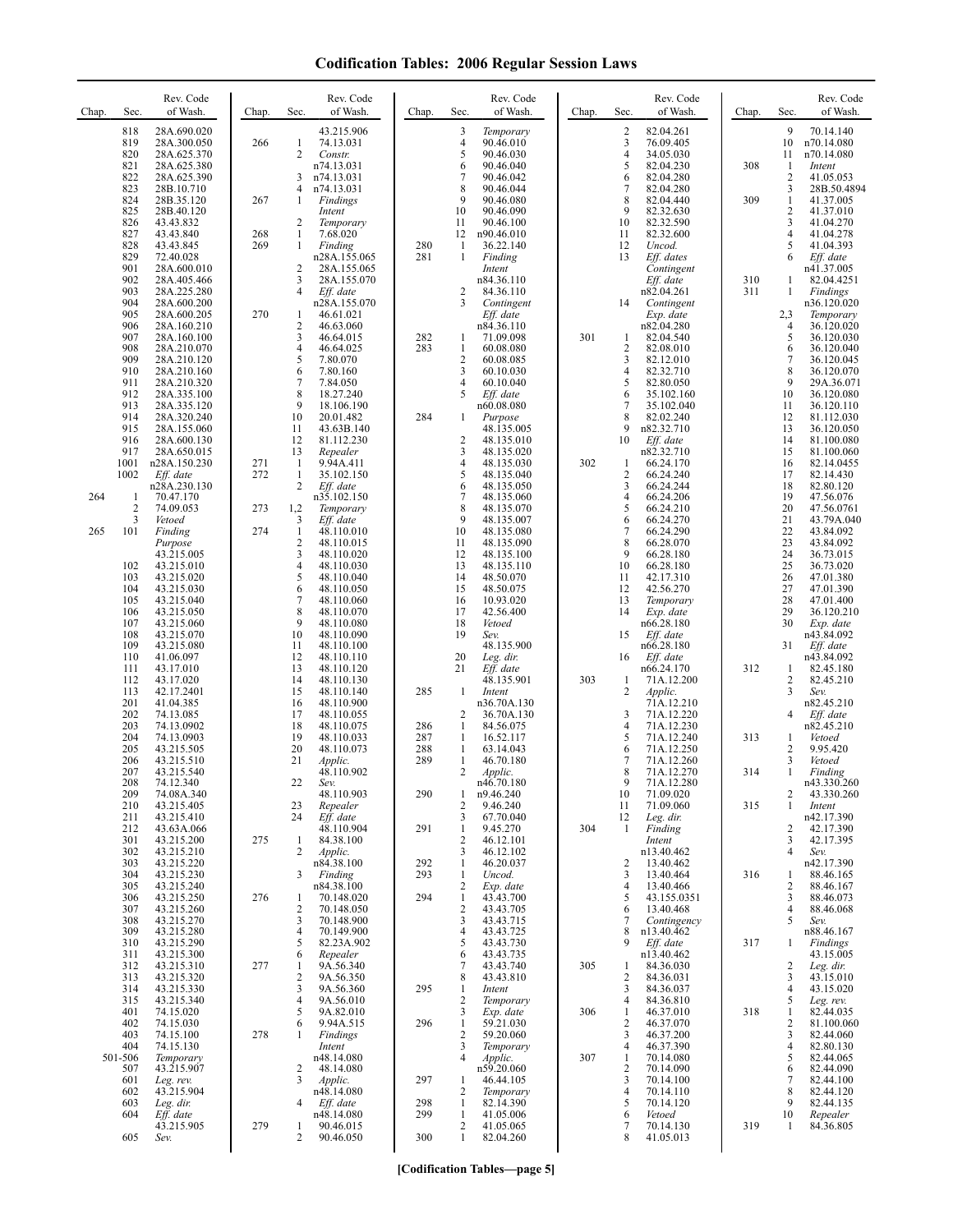# Codification Tables: 2006 Regular Session Laws

| Chap. | Sec. | Rev. Code of Wash. |
|---|---|---|
| | 818 | 28A.690.020 |
| | 819 | 28A.300.050 |
| | 820 | 28A.625.370 |
| | 821 | 28A.625.380 |
| | 822 | 28A.625.390 |
| | 823 | 28B.10.710 |
| | 824 | 28B.35.120 |
| | 825 | 28B.40.120 |
| | 826 | 43.43.832 |
| | 827 | 43.43.840 |
| | 828 | 43.43.845 |
| | 829 | 72.40.028 |
| | 901 | 28A.600.010 |
| | 902 | 28A.405.466 |
| | 903 | 28A.225.280 |
| | 904 | 28A.600.200 |
| | 905 | 28A.600.205 |
| | 906 | 28A.160.210 |
| | 907 | 28A.160.100 |
| | 908 | 28A.210.070 |
| | 909 | 28A.210.120 |
| | 910 | 28A.210.160 |
| | 911 | 28A.210.320 |
| | 912 | 28A.335.100 |
| | 913 | 28A.335.120 |
| | 914 | 28A.320.240 |
| | 915 | 28A.155.060 |
| | 916 | 28A.600.130 |
| | 917 | 28A.650.015 |
| | 1001 | n28A.150.230 |
| | 1002 | *Eff. date* n28A.230.130 |
| 264 | 1 | 70.47.170 |
| | 2 | 74.09.053 |
| | 3 | *Vetoed* |
| 265 | 101 | *Finding Purpose* 43.215.005 |
| | 102 | 43.215.010 |
| | 103 | 43.215.020 |
| | 104 | 43.215.030 |
| | 105 | 43.215.040 |
| | 106 | 43.215.050 |
| | 107 | 43.215.060 |
| | 108 | 43.215.070 |
| | 109 | 43.215.080 |
| | 110 | 41.06.097 |
| | 111 | 43.17.010 |
| | 112 | 43.17.020 |
| | 113 | 42.17.2401 |
| | 201 | 41.04.385 |
| | 202 | 74.13.085 |
| | 203 | 74.13.0902 |
| | 204 | 74.13.0903 |
| | 205 | 43.215.505 |
| | 206 | 43.215.510 |
| | 207 | 43.215.540 |
| | 208 | 74.12.340 |
| | 209 | 74.08A.340 |
| | 210 | 43.215.405 |
| | 211 | 43.215.410 |
| | 212 | 43.63A.066 |
| | 301 | 43.215.200 |
| | 302 | 43.215.210 |
| | 303 | 43.215.220 |
| | 304 | 43.215.230 |
| | 305 | 43.215.240 |
| | 306 | 43.215.250 |
| | 307 | 43.215.260 |
| | 308 | 43.215.270 |
| | 309 | 43.215.280 |
| | 310 | 43.215.290 |
| | 311 | 43.215.300 |
| | 312 | 43.215.310 |
| | 313 | 43.215.320 |
| | 314 | 43.215.330 |
| | 315 | 43.215.340 |
| | 401 | 74.15.020 |
| | 402 | 74.15.030 |
| | 403 | 74.15.100 |
| | 404 | 74.15.130 |
| | 501-506 | *Temporary* |
| | 507 | 43.215.907 |
| | 601 | *Leg. rev.* |
| | 602 | 43.215.904 |
| | 603 | *Leg. dir.* |
| | 604 | *Eff. date* 43.215.905 |
| | 605 | *Sev.* 43.215.906 |
| 266 | 1 | 74.13.031 |
| | 2 | *Constr.* n74.13.031 |
| | 3 | n74.13.031 |
| | 4 | n74.13.031 |
| 267 | 1 | *Findings Intent* |
| | 2 | *Temporary* |
| 268 | 1 | 7.68.020 |
| 269 | 1 | *Finding* n28A.155.065 |
| | 2 | 28A.155.065 |
| | 3 | 28A.155.070 |
| | 4 | *Eff. date* n28A.155.070 |
| 270 | 1 | 46.61.021 |
| | 2 | 46.63.060 |
| | 3 | 46.64.015 |
| | 4 | 46.64.025 |
| | 5 | 7.80.070 |
| | 6 | 7.80.160 |
| | 7 | 7.84.050 |
| | 8 | 18.27.240 |
| | 9 | 18.106.190 |
| | 10 | 20.01.482 |
| | 11 | 43.63B.140 |
| | 12 | 81.112.230 |
| | 13 | *Repealer* |
| 271 | 1 | 9.94A.411 |
| 272 | 1 | 35.102.150 |
| | 2 | *Eff. date* n35.102.150 |
| 273 | 1,2 | *Temporary* |
| | 3 | *Eff. date* |
| 274 | 1 | 48.110.010 |
| | 2 | 48.110.015 |
| | 3 | 48.110.020 |
| | 4 | 48.110.030 |
| | 5 | 48.110.040 |
| | 6 | 48.110.050 |
| | 7 | 48.110.060 |
| | 8 | 48.110.070 |
| | 9 | 48.110.080 |
| | 10 | 48.110.090 |
| | 11 | 48.110.100 |
| | 12 | 48.110.110 |
| | 13 | 48.110.120 |
| | 14 | 48.110.130 |
| | 15 | 48.110.140 |
| | 16 | 48.110.900 |
| | 17 | 48.110.055 |
| | 18 | 48.110.075 |
| | 19 | 48.110.033 |
| | 20 | 48.110.073 |
| | 21 | *Applic.* 48.110.902 |
| | 22 | *Sev.* 48.110.903 |
| | 23 | *Repealer* |
| | 24 | *Eff. date* 48.110.904 |
| 275 | 1 | 84.38.100 |
| | 2 | *Applic.* n84.38.100 |
| | 3 | *Finding* n84.38.100 |
| 276 | 1 | 70.148.020 |
| | 2 | 70.148.050 |
| | 3 | 70.148.900 |
| | 4 | 70.149.900 |
| | 5 | 82.23A.902 |
| | 6 | *Repealer* |
| 277 | 1 | 9A.56.340 |
| | 2 | 9A.56.350 |
| | 3 | 9A.56.360 |
| | 4 | 9A.56.010 |
| | 5 | 9A.82.010 |
| | 6 | 9.94A.515 |
| 278 | 1 | *Findings Intent* n48.14.080 |
| | 2 | 48.14.080 |
| | 3 | *Applic.* n48.14.080 |
| | 4 | *Eff. date* n48.14.080 |
| 279 | 1 | 90.46.015 |
| | 2 | 90.46.050 |
| | 3 | *Temporary* |
| | 4 | 90.46.010 |
| | 5 | 90.46.030 |
| | 6 | 90.46.040 |
| | 7 | 90.46.042 |
| | 8 | 90.46.044 |
| | 9 | 90.46.080 |
| | 10 | 90.46.090 |
| | 11 | 90.46.100 |
| | 12 | n90.46.010 |
| 280 | 1 | 36.22.140 |
| 281 | 1 | *Finding Intent* n84.36.110 |
| | 2 | 84.36.110 |
| | 3 | *Contingent Eff. date* n84.36.110 |
| 282 | 1 | 71.09.098 |
| 283 | 1 | 60.08.080 |
| | 2 | 60.08.085 |
| | 3 | 60.10.030 |
| | 4 | 60.10.040 |
| | 5 | *Eff. date* n60.08.080 |
| 284 | 1 | *Purpose* 48.135.005 |
| | 2 | 48.135.010 |
| | 3 | 48.135.020 |
| | 4 | 48.135.030 |
| | 5 | 48.135.040 |
| | 6 | 48.135.050 |
| | 7 | 48.135.060 |
| | 8 | 48.135.070 |
| | 9 | 48.135.007 |
| | 10 | 48.135.080 |
| | 11 | 48.135.090 |
| | 12 | 48.135.100 |
| | 13 | 48.135.110 |
| | 14 | 48.50.070 |
| | 15 | 48.50.075 |
| | 16 | 10.93.020 |
| | 17 | 42.56.400 |
| | 18 | *Vetoed* |
| | 19 | *Sev.* 48.135.900 |
| | 20 | *Leg. dir.* |
| | 21 | *Eff. date* 48.135.901 |
| 285 | 1 | *Intent* n36.70A.130 |
| | 2 | 36.70A.130 |
| 286 | 1 | 84.56.075 |
| 287 | 1 | 16.52.117 |
| 288 | 1 | 63.14.043 |
| 289 | 1 | 46.70.180 |
| | 2 | *Applic.* n46.70.180 |
| 290 | 1 | n9.46.240 |
| | 2 | 9.46.240 |
| | 3 | 67.70.040 |
| 291 | 1 | 9.45.270 |
| | 2 | 46.12.101 |
| | 3 | 46.12.102 |
| 292 | 1 | 46.20.037 |
| 293 | 1 | *Uncod.* |
| | 2 | *Exp. date* |
| 294 | 1 | 43.43.700 |
| | 2 | 43.43.705 |
| | 3 | 43.43.715 |
| | 4 | 43.43.725 |
| | 5 | 43.43.730 |
| | 6 | 43.43.735 |
| | 7 | 43.43.740 |
| | 8 | 43.43.810 |
| 295 | 1 | *Intent* |
| | 2 | *Temporary* |
| | 3 | *Exp. date* |
| 296 | 1 | 59.21.030 |
| | 2 | 59.20.060 |
| | 3 | *Temporary* |
| | 4 | *Applic.* n59.20.060 |
| 297 | 1 | 46.44.105 |
| | 2 | *Temporary* |
| 298 | 1 | 82.14.390 |
| 299 | 1 | 41.05.006 |
| | 2 | 41.05.065 |
| 300 | 1 | 82.04.260 |
| | 2 | 82.04.261 |
| | 3 | 76.09.405 |
| | 4 | 34.05.030 |
| | 5 | 82.04.230 |
| | 6 | 82.04.280 |
| | 7 | 82.04.280 |
| | 8 | 82.04.440 |
| | 9 | 82.32.630 |
| | 10 | 82.32.590 |
| | 11 | 82.32.600 |
| | 12 | *Uncod.* |
| | 13 | *Eff. dates Contingent Eff. date* n82.04.261 |
| | 14 | *Contingent Exp. date* n82.04.280 |
| 301 | 1 | 82.04.540 |
| | 2 | 82.08.010 |
| | 3 | 82.12.010 |
| | 4 | 82.32.710 |
| | 5 | 82.80.050 |
| | 6 | 35.102.160 |
| | 7 | 35.102.040 |
| | 8 | 82.02.240 |
| | 9 | n82.32.710 |
| | 10 | *Eff. date* n82.32.710 |
| 302 | 1 | 66.24.170 |
| | 2 | 66.24.240 |
| | 3 | 66.24.244 |
| | 4 | 66.24.206 |
| | 5 | 66.24.210 |
| | 6 | 66.24.270 |
| | 7 | 66.24.290 |
| | 8 | 66.28.070 |
| | 9 | 66.28.180 |
| | 10 | 66.28.180 |
| | 11 | 42.17.310 |
| | 12 | 42.56.270 |
| | 13 | *Temporary* |
| | 14 | *Exp. date* n66.28.180 |
| | 15 | *Eff. date* n66.28.180 |
| | 16 | *Eff. date* n66.24.170 |
| 303 | 1 | 71A.12.200 |
| | 2 | *Applic.* 71A.12.210 |
| | 3 | 71A.12.220 |
| | 4 | 71A.12.230 |
| | 5 | 71A.12.240 |
| | 6 | 71A.12.250 |
| | 7 | 71A.12.260 |
| | 8 | 71A.12.270 |
| | 9 | 71A.12.280 |
| | 10 | 71.09.020 |
| | 11 | 71.09.060 |
| | 12 | *Leg. dir.* |
| 304 | 1 | *Finding Intent* n13.40.462 |
| | 2 | 13.40.462 |
| | 3 | 13.40.464 |
| | 4 | 13.40.466 |
| | 5 | 43.155.0351 |
| | 6 | 13.40.468 |
| | 7 | *Contingency* |
| | 8 | n13.40.462 |
| | 9 | *Eff. date* n13.40.462 |
| 305 | 1 | 84.36.030 |
| | 2 | 84.36.031 |
| | 3 | 84.36.037 |
| | 4 | 84.36.810 |
| 306 | 1 | 46.37.010 |
| | 2 | 46.37.070 |
| | 3 | 46.37.200 |
| | 4 | 46.37.390 |
| 307 | 1 | 70.14.080 |
| | 2 | 70.14.090 |
| | 3 | 70.14.100 |
| | 4 | 70.14.110 |
| | 5 | 70.14.120 |
| | 6 | *Vetoed* |
| | 7 | 70.14.130 |
| | 8 | 41.05.013 |
| | 9 | 70.14.140 |
| | 10 | n70.14.080 |
| | 11 | n70.14.080 |
| 308 | 1 | *Intent* |
| | 2 | 41.05.053 |
| | 3 | 28B.50.4894 |
| 309 | 1 | 41.37.005 |
| | 2 | 41.37.010 |
| | 3 | 41.04.270 |
| | 4 | 41.04.278 |
| | 5 | 41.04.393 |
| | 6 | *Eff. date* n41.37.005 |
| 310 | 1 | 82.04.4251 |
| 311 | 1 | *Findings* n36.120.020 |
| | 2,3 | *Temporary* |
| | 4 | 36.120.020 |
| | 5 | 36.120.030 |
| | 6 | 36.120.040 |
| | 7 | 36.120.045 |
| | 8 | 36.120.070 |
| | 9 | 29A.36.071 |
| | 10 | 36.120.080 |
| | 11 | 36.120.110 |
| | 12 | 81.112.030 |
| | 13 | 36.120.050 |
| | 14 | 81.100.080 |
| | 15 | 81.100.060 |
| | 16 | 82.14.0455 |
| | 17 | 82.14.430 |
| | 18 | 82.80.120 |
| | 19 | 47.56.076 |
| | 20 | 47.56.0761 |
| | 21 | 43.79A.040 |
| | 22 | 43.84.092 |
| | 23 | 43.84.092 |
| | 24 | 36.73.015 |
| | 25 | 36.73.020 |
| | 26 | 47.01.380 |
| | 27 | 47.01.390 |
| | 28 | 47.01.400 |
| | 29 | 36.120.210 |
| | 30 | *Exp. date* n43.84.092 |
| | 31 | *Eff. date* n43.84.092 |
| 312 | 1 | 82.45.180 |
| | 2 | 82.45.210 |
| | 3 | *Sev.* n82.45.210 |
| | 4 | *Eff. date* n82.45.210 |
| 313 | 1 | *Vetoed* |
| | 2 | 9.95.420 |
| | 3 | *Vetoed* |
| 314 | 1 | *Finding* n43.330.260 |
| | 2 | 43.330.260 |
| 315 | 1 | *Intent* n42.17.390 |
| | 2 | 42.17.390 |
| | 3 | 42.17.395 |
| | 4 | *Sev.* n42.17.390 |
| 316 | 1 | 88.46.165 |
| | 2 | 88.46.167 |
| | 3 | 88.46.073 |
| | 4 | 88.46.068 |
| | 5 | *Sev.* n88.46.167 |
| 317 | 1 | *Findings* 43.15.005 |
| | 2 | *Leg. dir.* |
| | 3 | 43.15.010 |
| | 4 | 43.15.020 |
| | 5 | *Leg. rev.* |
| 318 | 1 | 82.44.035 |
| | 2 | 81.100.060 |
| | 3 | 82.44.060 |
| | 4 | 82.80.130 |
| | 5 | 82.44.065 |
| | 6 | 82.44.090 |
| | 7 | 82.44.100 |
| | 8 | 82.44.120 |
| | 9 | 82.44.135 |
| | 10 | *Repealer* |
| 319 | 1 | 84.36.805 |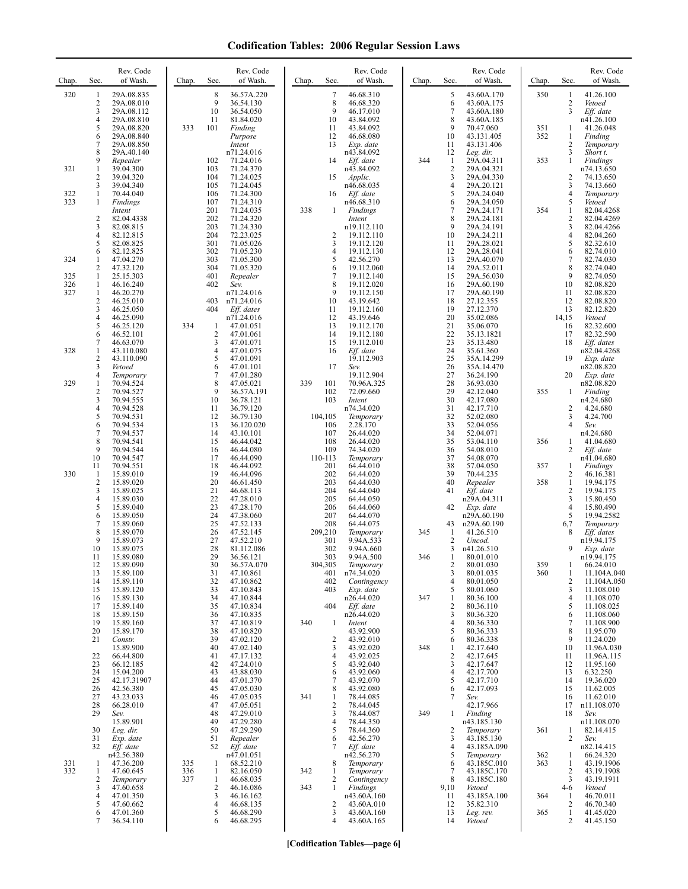# Codification Tables: 2006 Regular Session Laws

| Chap. | Sec. | Rev. Code of Wash. |
|---|---|---|
| 320 | 1 | 29A.08.835 |
| | 2 | 29A.08.010 |
| | 3 | 29A.08.112 |
| | 4 | 29A.08.810 |
| | 5 | 29A.08.820 |
| | 6 | 29A.08.840 |
| | 7 | 29A.08.850 |
| | 8 | 29A.40.140 |
| | 9 | *Repealer* |
| 321 | 1 | 39.04.300 |
| | 2 | 39.04.320 |
| | 3 | 39.04.340 |
| 322 | 1 | 70.44.040 |
| 323 | 1 | *Findings Intent* |
| | 2 | 82.04.4338 |
| | 3 | 82.08.815 |
| | 4 | 82.12.815 |
| | 5 | 82.08.825 |
| | 6 | 82.12.825 |
| 324 | 1 | 47.04.270 |
| | 2 | 47.32.120 |
| 325 | 1 | 25.15.303 |
| 326 | 1 | 46.16.240 |
| 327 | 1 | 46.20.270 |
| | 2 | 46.25.010 |
| | 3 | 46.25.050 |
| | 4 | 46.25.090 |
| | 5 | 46.25.120 |
| | 6 | 46.52.101 |
| | 7 | 46.63.070 |
| 328 | 1 | 43.110.080 |
| | 2 | 43.110.090 |
| | 3 | *Vetoed* |
| | 4 | *Temporary* |
| 329 | 1 | 70.94.524 |
| | 2 | 70.94.527 |
| | 3 | 70.94.555 |
| | 4 | 70.94.528 |
| | 5 | 70.94.531 |
| | 6 | 70.94.534 |
| | 7 | 70.94.537 |
| | 8 | 70.94.541 |
| | 9 | 70.94.544 |
| | 10 | 70.94.547 |
| | 11 | 70.94.551 |
| 330 | 1 | 15.89.010 |
| | 2 | 15.89.020 |
| | 3 | 15.89.025 |
| | 4 | 15.89.030 |
| | 5 | 15.89.040 |
| | 6 | 15.89.050 |
| | 7 | 15.89.060 |
| | 8 | 15.89.070 |
| | 9 | 15.89.073 |
| | 10 | 15.89.075 |
| | 11 | 15.89.080 |
| | 12 | 15.89.090 |
| | 13 | 15.89.100 |
| | 14 | 15.89.110 |
| | 15 | 15.89.120 |
| | 16 | 15.89.130 |
| | 17 | 15.89.140 |
| | 18 | 15.89.150 |
| | 19 | 15.89.160 |
| | 20 | 15.89.170 |
| | 21 | *Constr.* 15.89.900 |
| | 22 | 66.44.800 |
| | 23 | 66.12.185 |
| | 24 | 15.04.200 |
| | 25 | 42.17.31907 |
| | 26 | 42.56.380 |
| | 27 | 43.23.033 |
| | 28 | 66.28.010 |
| | 29 | *Sev.* 15.89.901 |
| | 30 | *Leg. dir.* |
| | 31 | *Exp. date* |
| | 32 | *Eff. date* n42.56.380 |
| 331 | 1 | 47.36.200 |
| 332 | 1 | 47.60.645 |
| | 2 | *Temporary* |
| | 3 | 47.60.658 |
| | 4 | 47.01.350 |
| | 5 | 47.60.662 |
| | 6 | 47.01.360 |
| | 7 | 36.54.110 |
| | 8 | 36.57A.220 |
| | 9 | 36.54.130 |
| | 10 | 36.54.050 |
| | 11 | 81.84.020 |
| 333 | 101 | *Finding Purpose Intent* n71.24.016 |
| | 102 | 71.24.016 |
| | 103 | 71.24.370 |
| | 104 | 71.24.025 |
| | 105 | 71.24.045 |
| | 106 | 71.24.300 |
| | 107 | 71.24.310 |
| | 201 | 71.24.035 |
| | 202 | 71.24.320 |
| | 203 | 71.24.330 |
| | 204 | 72.23.025 |
| | 301 | 71.05.026 |
| | 302 | 71.05.230 |
| | 303 | 71.05.300 |
| | 304 | 71.05.320 |
| | 401 | *Repealer* |
| | 402 | *Sev.* n71.24.016 |
| | 403 | n71.24.016 |
| | 404 | *Eff. dates* n71.24.016 |
| 334 | 1 | 47.01.051 |
| | 2 | 47.01.061 |
| | 3 | 47.01.071 |
| | 4 | 47.01.075 |
| | 5 | 47.01.091 |
| | 6 | 47.01.101 |
| | 7 | 47.01.280 |
| | 8 | 47.05.021 |
| | 9 | 36.57A.191 |
| | 10 | 36.78.121 |
| | 11 | 36.79.120 |
| | 12 | 36.79.130 |
| | 13 | 36.120.020 |
| | 14 | 43.10.101 |
| | 15 | 46.44.042 |
| | 16 | 46.44.080 |
| | 17 | 46.44.090 |
| | 18 | 46.44.092 |
| | 19 | 46.44.096 |
| | 20 | 46.61.450 |
| | 21 | 46.68.113 |
| | 22 | 47.28.010 |
| | 23 | 47.28.170 |
| | 24 | 47.38.060 |
| | 25 | 47.52.133 |
| | 26 | 47.52.145 |
| | 27 | 47.52.210 |
| | 28 | 81.112.086 |
| | 29 | 36.56.121 |
| | 30 | 36.57A.070 |
| | 31 | 47.10.861 |
| | 32 | 47.10.862 |
| | 33 | 47.10.843 |
| | 34 | 47.10.844 |
| | 35 | 47.10.834 |
| | 36 | 47.10.835 |
| | 37 | 47.10.819 |
| | 38 | 47.10.820 |
| | 39 | 47.02.120 |
| | 40 | 47.02.140 |
| | 41 | 47.17.132 |
| | 42 | 47.24.010 |
| | 43 | 43.88.030 |
| | 44 | 47.01.370 |
| | 45 | 47.05.030 |
| | 46 | 47.05.035 |
| | 47 | 47.05.051 |
| | 48 | 47.29.010 |
| | 49 | 47.29.280 |
| | 50 | 47.29.290 |
| | 51 | *Repealer* |
| | 52 | *Eff. date* n47.01.051 |
| 335 | 1 | 68.52.210 |
| 336 | 1 | 82.16.050 |
| 337 | 1 | 46.68.035 |
| | 2 | 46.16.086 |
| | 3 | 46.16.162 |
| | 4 | 46.68.135 |
| | 5 | 46.68.290 |
| | 6 | 46.68.295 |
| | 7 | 46.68.310 |
| | 8 | 46.68.320 |
| | 9 | 46.17.010 |
| | 10 | 43.84.092 |
| | 11 | 43.84.092 |
| | 12 | 46.68.080 |
| | 13 | *Exp. date* n43.84.092 |
| | 14 | *Eff. date* n43.84.092 |
| | 15 | *Applic.* n46.68.035 |
| | 16 | *Eff. date* n46.68.310 |
| 338 | 1 | *Findings Intent* n19.112.110 |
| | 2 | 19.112.110 |
| | 3 | 19.112.120 |
| | 4 | 19.112.130 |
| | 5 | 42.56.270 |
| | 6 | 19.112.060 |
| | 7 | 19.112.140 |
| | 8 | 19.112.020 |
| | 9 | 19.112.150 |
| | 10 | 43.19.642 |
| | 11 | 19.112.160 |
| | 12 | 43.19.646 |
| | 13 | 19.112.170 |
| | 14 | 19.112.180 |
| | 15 | 19.112.010 |
| | 16 | *Eff. date* 19.112.903 |
| | 17 | *Sev.* 19.112.904 |
| 339 | 101 | 70.96A.325 |
| | 102 | 72.09.660 |
| | 103 | *Intent* n74.34.020 |
| | 104,105 | *Temporary* |
| | 106 | 2.28.170 |
| | 107 | 26.44.020 |
| | 108 | 26.44.020 |
| | 109 | 74.34.020 |
| | 110-113 | *Temporary* |
| | 201 | 64.44.010 |
| | 202 | 64.44.020 |
| | 203 | 64.44.030 |
| | 204 | 64.44.040 |
| | 205 | 64.44.050 |
| | 206 | 64.44.060 |
| | 207 | 64.44.070 |
| | 208 | 64.44.075 |
| | 209,210 | *Temporary* |
| | 301 | 9.94A.533 |
| | 302 | 9.94A.660 |
| | 303 | 9.94A.500 |
| | 304,305 | *Temporary* |
| | 401 | n74.34.020 |
| | 402 | *Contingency* |
| | 403 | *Exp. date* n26.44.020 |
| | 404 | *Eff. date* n26.44.020 |
| 340 | 1 | *Intent* 43.92.900 |
| | 2 | 43.92.010 |
| | 3 | 43.92.020 |
| | 4 | 43.92.025 |
| | 5 | 43.92.040 |
| | 6 | 43.92.060 |
| | 7 | 43.92.070 |
| | 8 | 43.92.080 |
| 341 | 1 | 78.44.085 |
| | 2 | 78.44.045 |
| | 3 | 78.44.087 |
| | 4 | 78.44.350 |
| | 5 | 78.44.360 |
| | 6 | 42.56.270 |
| | 7 | *Eff. date* n42.56.270 |
| | 8 | *Temporary* |
| 342 | 1 | *Temporary* |
| | 2 | *Contingency* |
| 343 | 1 | *Findings* n43.60A.160 |
| | 2 | 43.60A.010 |
| | 3 | 43.60A.160 |
| | 4 | 43.60A.165 |
| | 5 | 43.60A.170 |
| | 6 | 43.60A.175 |
| | 7 | 43.60A.180 |
| | 8 | 43.60A.185 |
| | 9 | 70.47.060 |
| | 10 | 43.131.405 |
| | 11 | 43.131.406 |
| | 12 | *Leg. dir.* |
| 344 | 1 | 29A.04.311 |
| | 2 | 29A.04.321 |
| | 3 | 29A.04.330 |
| | 4 | 29A.20.121 |
| | 5 | 29A.24.040 |
| | 6 | 29A.24.050 |
| | 7 | 29A.24.171 |
| | 8 | 29A.24.181 |
| | 9 | 29A.24.191 |
| | 10 | 29A.24.211 |
| | 11 | 29A.28.021 |
| | 12 | 29A.28.041 |
| | 13 | 29A.40.070 |
| | 14 | 29A.52.011 |
| | 15 | 29A.56.030 |
| | 16 | 29A.60.190 |
| | 17 | 29A.60.190 |
| | 18 | 27.12.355 |
| | 19 | 27.12.370 |
| | 20 | 35.02.086 |
| | 21 | 35.06.070 |
| | 22 | 35.13.1821 |
| | 23 | 35.13.480 |
| | 24 | 35.61.360 |
| | 25 | 35A.14.299 |
| | 26 | 35A.14.470 |
| | 27 | 36.24.190 |
| | 28 | 36.93.030 |
| | 29 | 42.12.040 |
| | 30 | 42.17.080 |
| | 31 | 42.17.710 |
| | 32 | 52.02.080 |
| | 33 | 52.04.056 |
| | 34 | 52.04.071 |
| | 35 | 53.04.110 |
| | 36 | 54.08.010 |
| | 37 | 54.08.070 |
| | 38 | 57.04.050 |
| | 39 | 70.44.235 |
| | 40 | *Repealer* |
| | 41 | *Eff. date* n29A.04.311 |
| | 42 | *Exp. date* n29A.60.190 |
| | 43 | n29A.60.190 |
| 345 | 1 | 41.26.510 |
| | 2 | *Uncod.* |
| | 3 | n41.26.510 |
| 346 | 1 | 80.01.010 |
| | 2 | 80.01.030 |
| | 3 | 80.01.035 |
| | 4 | 80.01.050 |
| | 5 | 80.01.060 |
| 347 | 1 | 80.36.100 |
| | 2 | 80.36.110 |
| | 3 | 80.36.320 |
| | 4 | 80.36.330 |
| | 5 | 80.36.333 |
| | 6 | 80.36.338 |
| 348 | 1 | 42.17.640 |
| | 2 | 42.17.645 |
| | 3 | 42.17.647 |
| | 4 | 42.17.700 |
| | 5 | 42.17.710 |
| | 6 | 42.17.093 |
| | 7 | *Sev.* 42.17.966 |
| 349 | 1 | *Finding* n43.185.130 |
| | 2 | *Temporary* |
| | 3 | 43.185.130 |
| | 4 | 43.185A.090 |
| | 5 | *Temporary* |
| | 6 | 43.185C.010 |
| | 7 | 43.185C.170 |
| | 8 | 43.185C.180 |
| | 9,10 | *Vetoed* |
| | 11 | 43.185A.100 |
| | 12 | 35.82.310 |
| | 13 | *Leg. rev.* |
| | 14 | *Vetoed* |
| 350 | 1 | 41.26.100 |
| | 2 | *Vetoed* |
| | 3 | *Eff. date* n41.26.100 |
| 351 | 1 | 41.26.048 |
| 352 | 1 | *Finding* |
| | 2 | *Temporary* |
| | 3 | *Short t.* |
| 353 | 1 | *Findings* n74.13.650 |
| | 2 | 74.13.650 |
| | 3 | 74.13.660 |
| | 4 | *Temporary* |
| | 5 | *Vetoed* |
| 354 | 1 | 82.04.4268 |
| | 2 | 82.04.4269 |
| | 3 | 82.04.4266 |
| | 4 | 82.04.260 |
| | 5 | 82.32.610 |
| | 6 | 82.74.010 |
| | 7 | 82.74.030 |
| | 8 | 82.74.040 |
| | 9 | 82.74.050 |
| | 10 | 82.08.820 |
| | 11 | 82.08.820 |
| | 12 | 82.08.820 |
| | 13 | 82.12.820 |
| | 14,15 | *Vetoed* |
| | 16 | 82.32.600 |
| | 17 | 82.32.590 |
| | 18 | *Eff. dates* n82.04.4268 |
| | 19 | *Exp. date* n82.08.820 |
| | 20 | *Exp. date* n82.08.820 |
| 355 | 1 | *Finding* n4.24.680 |
| | 2 | 4.24.680 |
| | 3 | 4.24.700 |
| | 4 | *Sev.* n4.24.680 |
| 356 | 1 | 41.04.680 |
| | 2 | *Eff. date* n41.04.680 |
| 357 | 1 | *Findings* |
| | 2 | 46.16.381 |
| 358 | 1 | 19.94.175 |
| | 2 | 19.94.175 |
| | 3 | 15.80.450 |
| | 4 | 15.80.490 |
| | 5 | 19.94.2582 |
| | 6,7 | *Temporary* |
| | 8 | *Eff. dates* n19.94.175 |
| | 9 | *Exp. date* n19.94.175 |
| 359 | 1 | 66.24.010 |
| 360 | 1 | 11.104A.040 |
| | 2 | 11.104A.050 |
| | 3 | 11.108.010 |
| | 4 | 11.108.070 |
| | 5 | 11.108.025 |
| | 6 | 11.108.060 |
| | 7 | 11.108.900 |
| | 8 | 11.95.070 |
| | 9 | 11.24.020 |
| | 10 | 11.96A.030 |
| | 11 | 11.96A.115 |
| | 12 | 11.95.160 |
| | 13 | 6.32.250 |
| | 14 | 19.36.020 |
| | 15 | 11.62.005 |
| | 16 | 11.62.010 |
| | 17 | n11.108.070 |
| | 18 | *Sev.* n11.108.070 |
| 361 | 1 | 82.14.415 |
| | 2 | *Sev.* n82.14.415 |
| 362 | 1 | 66.24.320 |
| 363 | 1 | 43.19.1906 |
| | 2 | 43.19.1908 |
| | 3 | 43.19.1911 |
| | 4-6 | *Vetoed* |
| 364 | 1 | 46.70.011 |
| | 2 | 46.70.340 |
| 365 | 1 | 41.45.020 |
| | 2 | 41.45.150 |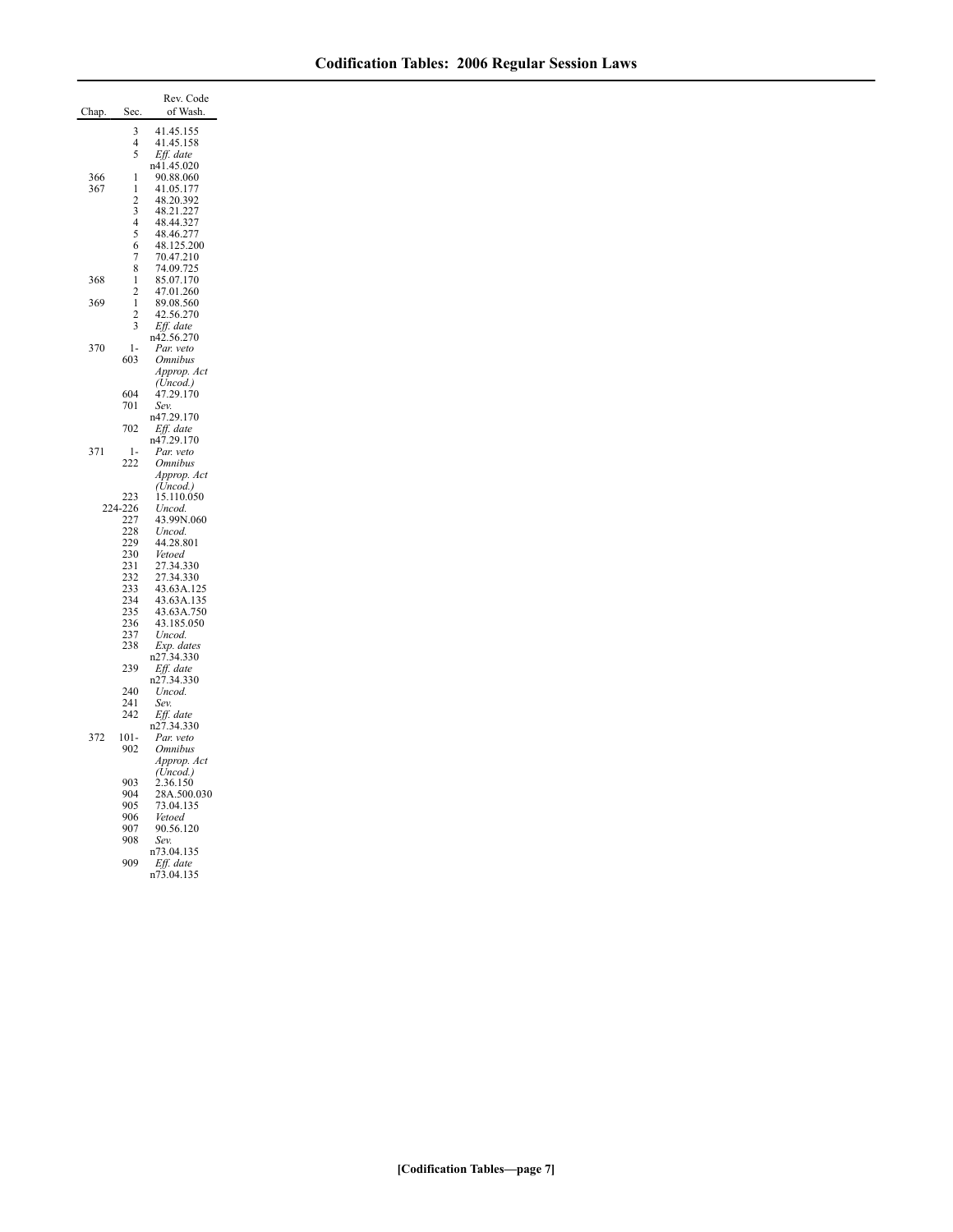| Chap. | Sec. | Rev. Code of Wash. |
|---|---|---|
| | 3 | 41.45.155 |
| | 4 | 41.45.158 |
| | 5 | *Eff. date* n41.45.020 |
| 366 | 1 | 90.88.060 |
| 367 | 1 | 41.05.177 |
| | 2 | 48.20.392 |
| | 3 | 48.21.227 |
| | 4 | 48.44.327 |
| | 5 | 48.46.277 |
| | 6 | 48.125.200 |
| | 7 | 70.47.210 |
| | 8 | 74.09.725 |
| 368 | 1 | 85.07.170 |
| | 2 | 47.01.260 |
| 369 | 1 | 89.08.560 |
| | 2 | 42.56.270 |
| | 3 | *Eff. date* n42.56.270 |
| 370 | 1-603 | *Par. veto Omnibus Approp. Act (Uncod.)* |
| | 604 | 47.29.170 |
| | 701 | *Sev.* n47.29.170 |
| | 702 | *Eff. date* n47.29.170 |
| 371 | 1-222 | *Par. veto Omnibus Approp. Act (Uncod.)* |
| | 223 | 15.110.050 |
| | 224-226 | *Uncod.* |
| | 227 | 43.99N.060 |
| | 228 | *Uncod.* |
| | 229 | 44.28.801 |
| | 230 | *Vetoed* |
| | 231 | 27.34.330 |
| | 232 | 27.34.330 |
| | 233 | 43.63A.125 |
| | 234 | 43.63A.135 |
| | 235 | 43.63A.750 |
| | 236 | 43.185.050 |
| | 237 | *Uncod.* |
| | 238 | *Exp. dates* n27.34.330 |
| | 239 | *Eff. date* n27.34.330 |
| | 240 | *Uncod.* |
| | 241 | *Sev.* |
| | 242 | *Eff. date* n27.34.330 |
| 372 | 101-902 | *Par. veto Omnibus Approp. Act (Uncod.)* |
| | 903 | 2.36.150 |
| | 904 | 28A.500.030 |
| | 905 | 73.04.135 |
| | 906 | *Vetoed* |
| | 907 | 90.56.120 |
| | 908 | *Sev.* n73.04.135 |
| | 909 | *Eff. date* n73.04.135 |